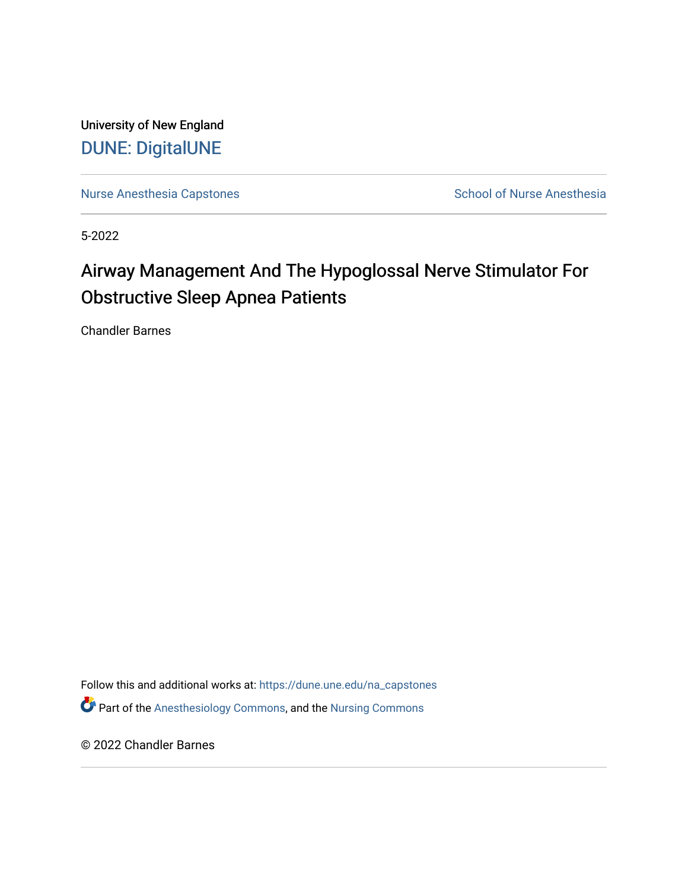University of New England

DUNE: DigitalUNE

Nurse Anesthesia Capstones

School of Nurse Anesthesia

5-2022

# Airway Management And The Hypoglossal Nerve Stimulator For Obstructive Sleep Apnea Patients

Chandler Barnes

Follow this and additional works at: https://dune.une.edu/na_capstones

Part of the Anesthesiology Commons, and the Nursing Commons

© 2022 Chandler Barnes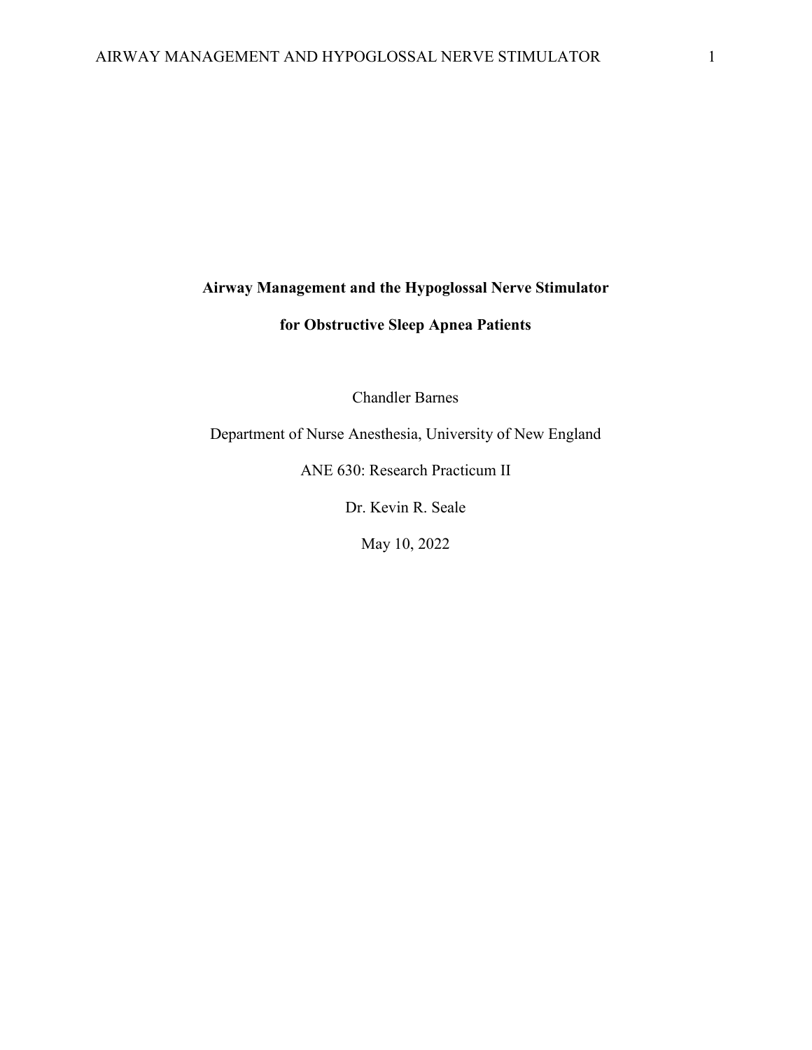# Airway Management and the Hypoglossal Nerve Stimulator for Obstructive Sleep Apnea Patients

Chandler Barnes

Department of Nurse Anesthesia, University of New England

ANE 630: Research Practicum II

Dr. Kevin R. Seale

May 10, 2022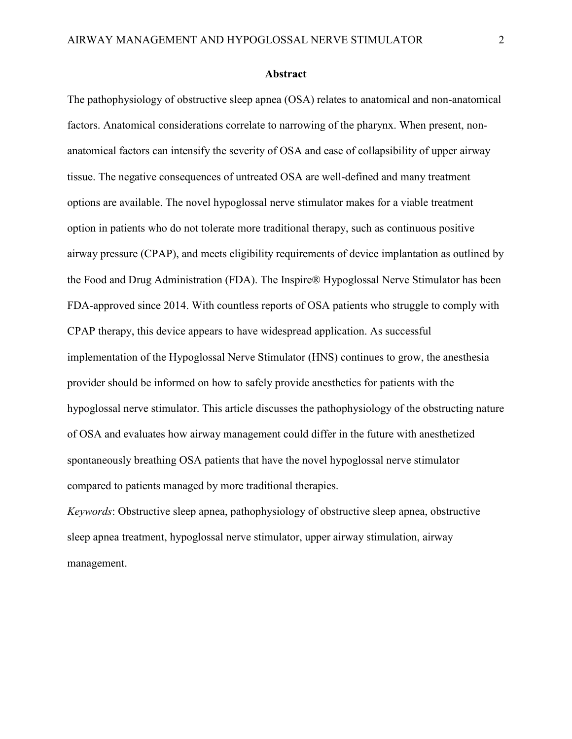## Abstract

The pathophysiology of obstructive sleep apnea (OSA) relates to anatomical and non-anatomical factors. Anatomical considerations correlate to narrowing of the pharynx. When present, non-anatomical factors can intensify the severity of OSA and ease of collapsibility of upper airway tissue. The negative consequences of untreated OSA are well-defined and many treatment options are available. The novel hypoglossal nerve stimulator makes for a viable treatment option in patients who do not tolerate more traditional therapy, such as continuous positive airway pressure (CPAP), and meets eligibility requirements of device implantation as outlined by the Food and Drug Administration (FDA). The Inspire® Hypoglossal Nerve Stimulator has been FDA-approved since 2014. With countless reports of OSA patients who struggle to comply with CPAP therapy, this device appears to have widespread application. As successful implementation of the Hypoglossal Nerve Stimulator (HNS) continues to grow, the anesthesia provider should be informed on how to safely provide anesthetics for patients with the hypoglossal nerve stimulator. This article discusses the pathophysiology of the obstructing nature of OSA and evaluates how airway management could differ in the future with anesthetized spontaneously breathing OSA patients that have the novel hypoglossal nerve stimulator compared to patients managed by more traditional therapies.

*Keywords*: Obstructive sleep apnea, pathophysiology of obstructive sleep apnea, obstructive sleep apnea treatment, hypoglossal nerve stimulator, upper airway stimulation, airway management.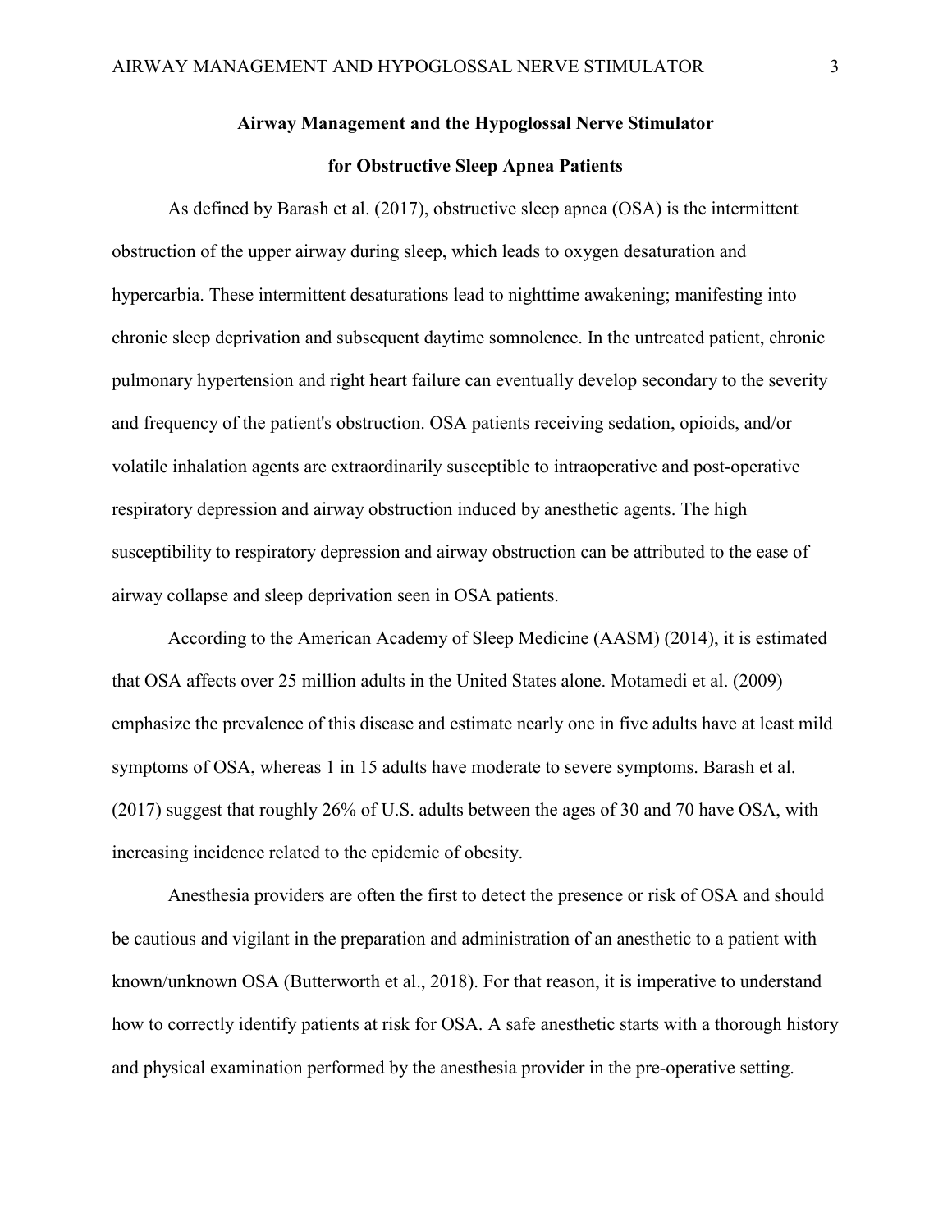# Airway Management and the Hypoglossal Nerve Stimulator for Obstructive Sleep Apnea Patients

As defined by Barash et al. (2017), obstructive sleep apnea (OSA) is the intermittent obstruction of the upper airway during sleep, which leads to oxygen desaturation and hypercarbia. These intermittent desaturations lead to nighttime awakening; manifesting into chronic sleep deprivation and subsequent daytime somnolence. In the untreated patient, chronic pulmonary hypertension and right heart failure can eventually develop secondary to the severity and frequency of the patient's obstruction. OSA patients receiving sedation, opioids, and/or volatile inhalation agents are extraordinarily susceptible to intraoperative and post-operative respiratory depression and airway obstruction induced by anesthetic agents. The high susceptibility to respiratory depression and airway obstruction can be attributed to the ease of airway collapse and sleep deprivation seen in OSA patients.

According to the American Academy of Sleep Medicine (AASM) (2014), it is estimated that OSA affects over 25 million adults in the United States alone. Motamedi et al. (2009) emphasize the prevalence of this disease and estimate nearly one in five adults have at least mild symptoms of OSA, whereas 1 in 15 adults have moderate to severe symptoms. Barash et al. (2017) suggest that roughly 26% of U.S. adults between the ages of 30 and 70 have OSA, with increasing incidence related to the epidemic of obesity.

Anesthesia providers are often the first to detect the presence or risk of OSA and should be cautious and vigilant in the preparation and administration of an anesthetic to a patient with known/unknown OSA (Butterworth et al., 2018). For that reason, it is imperative to understand how to correctly identify patients at risk for OSA. A safe anesthetic starts with a thorough history and physical examination performed by the anesthesia provider in the pre-operative setting.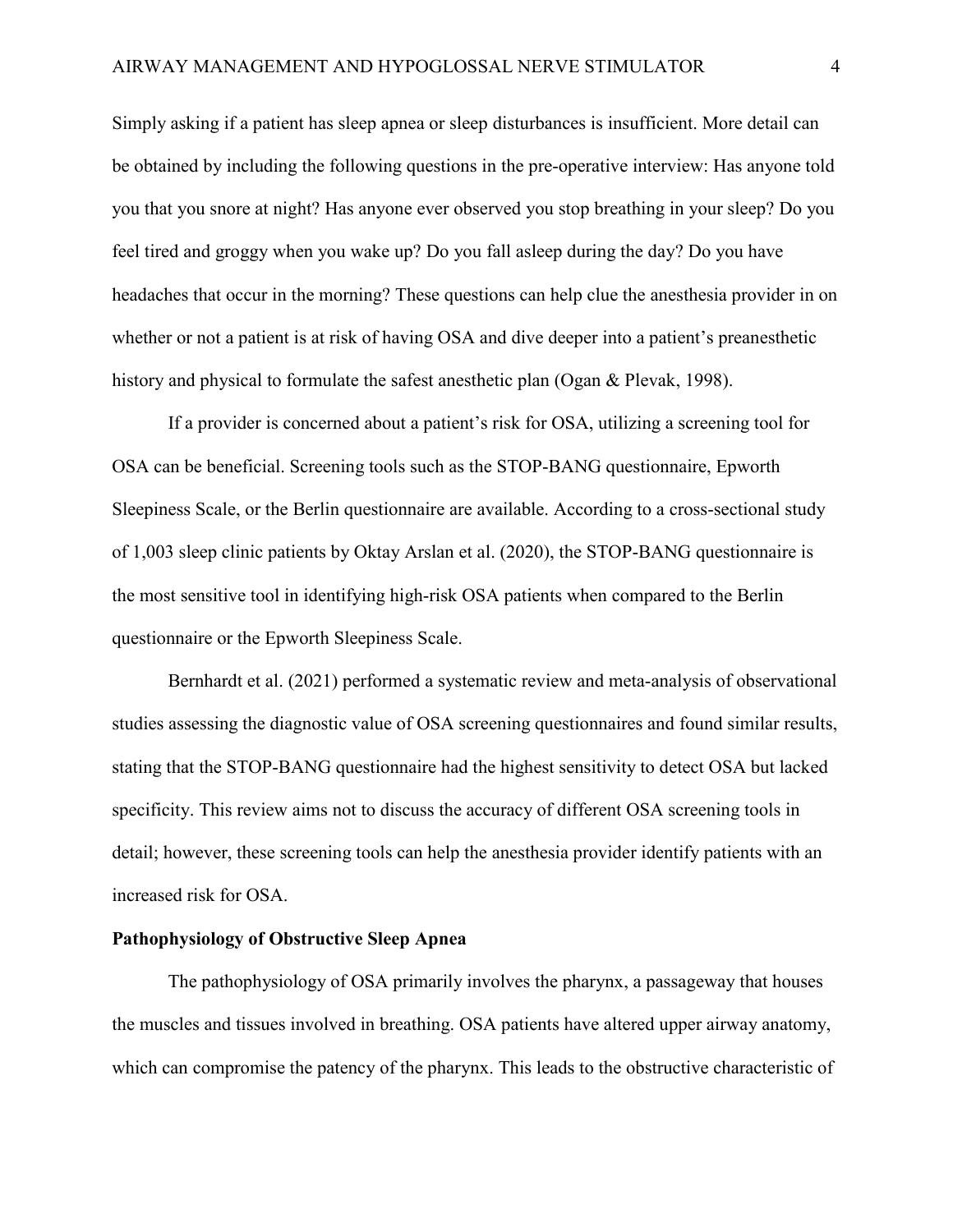Simply asking if a patient has sleep apnea or sleep disturbances is insufficient. More detail can be obtained by including the following questions in the pre-operative interview: Has anyone told you that you snore at night? Has anyone ever observed you stop breathing in your sleep? Do you feel tired and groggy when you wake up? Do you fall asleep during the day? Do you have headaches that occur in the morning? These questions can help clue the anesthesia provider in on whether or not a patient is at risk of having OSA and dive deeper into a patient's preanesthetic history and physical to formulate the safest anesthetic plan (Ogan & Plevak, 1998).

If a provider is concerned about a patient's risk for OSA, utilizing a screening tool for OSA can be beneficial. Screening tools such as the STOP-BANG questionnaire, Epworth Sleepiness Scale, or the Berlin questionnaire are available. According to a cross-sectional study of 1,003 sleep clinic patients by Oktay Arslan et al. (2020), the STOP-BANG questionnaire is the most sensitive tool in identifying high-risk OSA patients when compared to the Berlin questionnaire or the Epworth Sleepiness Scale.

Bernhardt et al. (2021) performed a systematic review and meta-analysis of observational studies assessing the diagnostic value of OSA screening questionnaires and found similar results, stating that the STOP-BANG questionnaire had the highest sensitivity to detect OSA but lacked specificity. This review aims not to discuss the accuracy of different OSA screening tools in detail; however, these screening tools can help the anesthesia provider identify patients with an increased risk for OSA.

**Pathophysiology of Obstructive Sleep Apnea**

The pathophysiology of OSA primarily involves the pharynx, a passageway that houses the muscles and tissues involved in breathing. OSA patients have altered upper airway anatomy, which can compromise the patency of the pharynx. This leads to the obstructive characteristic of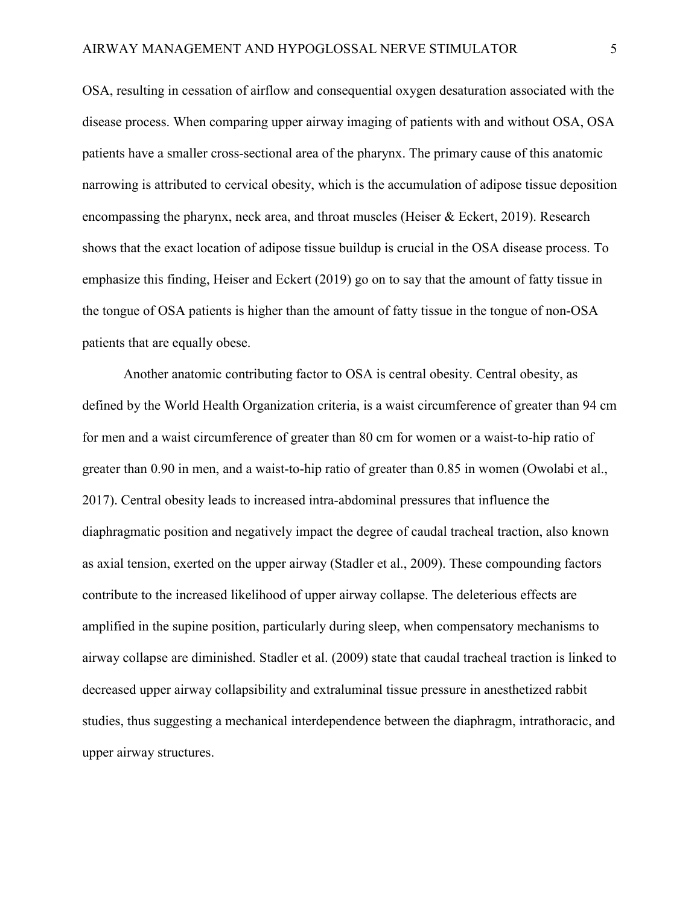OSA, resulting in cessation of airflow and consequential oxygen desaturation associated with the disease process. When comparing upper airway imaging of patients with and without OSA, OSA patients have a smaller cross-sectional area of the pharynx. The primary cause of this anatomic narrowing is attributed to cervical obesity, which is the accumulation of adipose tissue deposition encompassing the pharynx, neck area, and throat muscles (Heiser & Eckert, 2019). Research shows that the exact location of adipose tissue buildup is crucial in the OSA disease process. To emphasize this finding, Heiser and Eckert (2019) go on to say that the amount of fatty tissue in the tongue of OSA patients is higher than the amount of fatty tissue in the tongue of non-OSA patients that are equally obese.

Another anatomic contributing factor to OSA is central obesity. Central obesity, as defined by the World Health Organization criteria, is a waist circumference of greater than 94 cm for men and a waist circumference of greater than 80 cm for women or a waist-to-hip ratio of greater than 0.90 in men, and a waist-to-hip ratio of greater than 0.85 in women (Owolabi et al., 2017). Central obesity leads to increased intra-abdominal pressures that influence the diaphragmatic position and negatively impact the degree of caudal tracheal traction, also known as axial tension, exerted on the upper airway (Stadler et al., 2009). These compounding factors contribute to the increased likelihood of upper airway collapse. The deleterious effects are amplified in the supine position, particularly during sleep, when compensatory mechanisms to airway collapse are diminished. Stadler et al. (2009) state that caudal tracheal traction is linked to decreased upper airway collapsibility and extraluminal tissue pressure in anesthetized rabbit studies, thus suggesting a mechanical interdependence between the diaphragm, intrathoracic, and upper airway structures.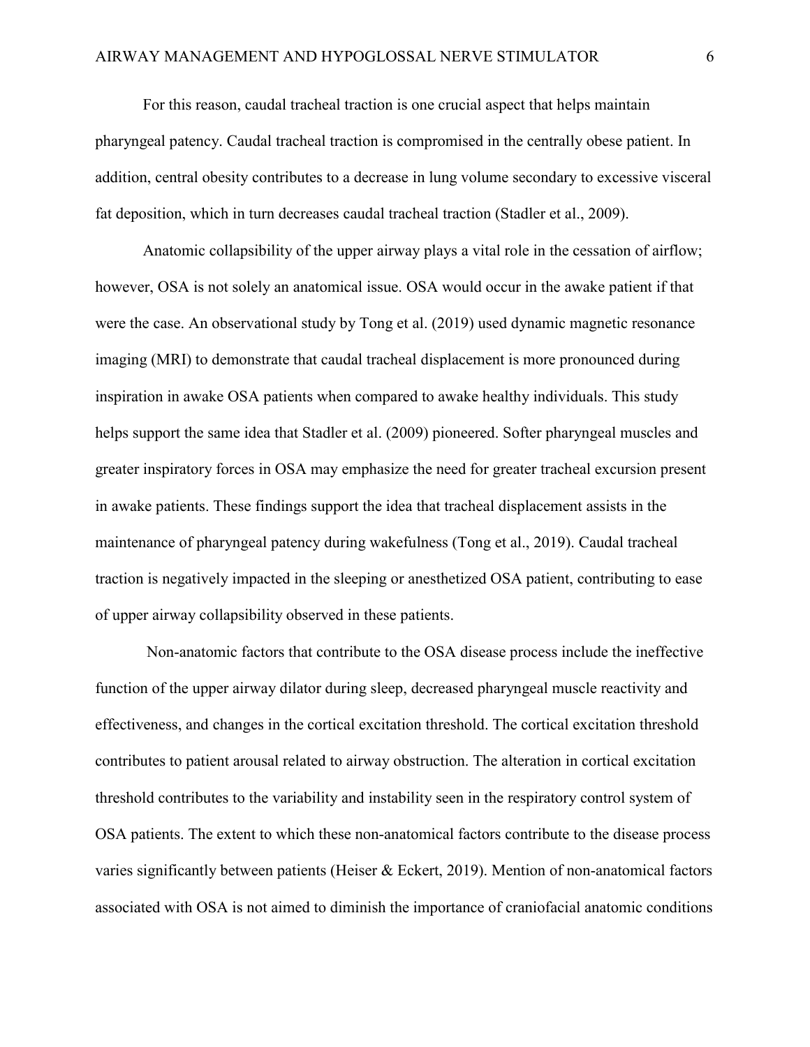For this reason, caudal tracheal traction is one crucial aspect that helps maintain pharyngeal patency. Caudal tracheal traction is compromised in the centrally obese patient. In addition, central obesity contributes to a decrease in lung volume secondary to excessive visceral fat deposition, which in turn decreases caudal tracheal traction (Stadler et al., 2009).

Anatomic collapsibility of the upper airway plays a vital role in the cessation of airflow; however, OSA is not solely an anatomical issue. OSA would occur in the awake patient if that were the case. An observational study by Tong et al. (2019) used dynamic magnetic resonance imaging (MRI) to demonstrate that caudal tracheal displacement is more pronounced during inspiration in awake OSA patients when compared to awake healthy individuals. This study helps support the same idea that Stadler et al. (2009) pioneered. Softer pharyngeal muscles and greater inspiratory forces in OSA may emphasize the need for greater tracheal excursion present in awake patients. These findings support the idea that tracheal displacement assists in the maintenance of pharyngeal patency during wakefulness (Tong et al., 2019). Caudal tracheal traction is negatively impacted in the sleeping or anesthetized OSA patient, contributing to ease of upper airway collapsibility observed in these patients.

Non-anatomic factors that contribute to the OSA disease process include the ineffective function of the upper airway dilator during sleep, decreased pharyngeal muscle reactivity and effectiveness, and changes in the cortical excitation threshold. The cortical excitation threshold contributes to patient arousal related to airway obstruction. The alteration in cortical excitation threshold contributes to the variability and instability seen in the respiratory control system of OSA patients. The extent to which these non-anatomical factors contribute to the disease process varies significantly between patients (Heiser & Eckert, 2019). Mention of non-anatomical factors associated with OSA is not aimed to diminish the importance of craniofacial anatomic conditions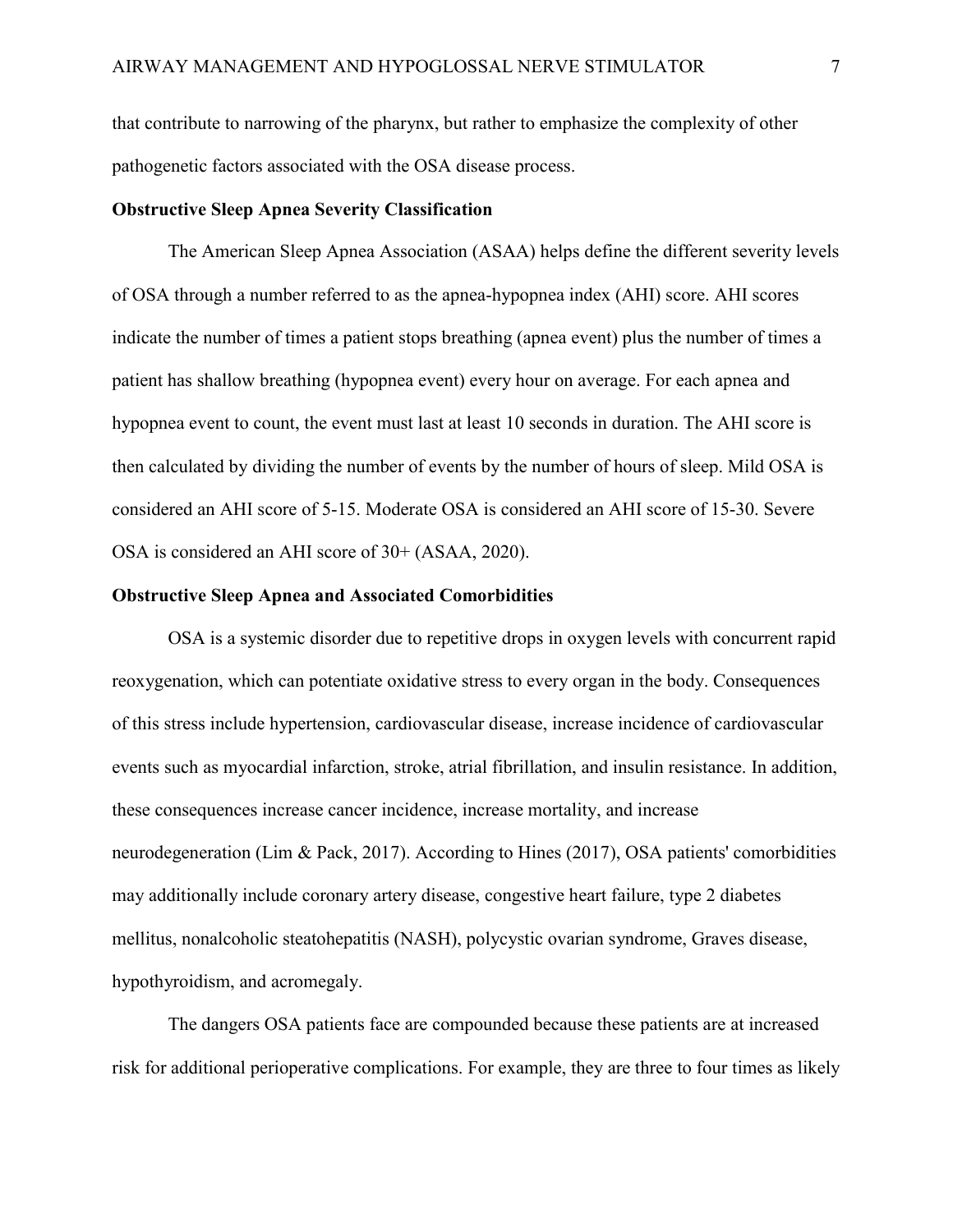that contribute to narrowing of the pharynx, but rather to emphasize the complexity of other pathogenetic factors associated with the OSA disease process.

### Obstructive Sleep Apnea Severity Classification

The American Sleep Apnea Association (ASAA) helps define the different severity levels of OSA through a number referred to as the apnea-hypopnea index (AHI) score. AHI scores indicate the number of times a patient stops breathing (apnea event) plus the number of times a patient has shallow breathing (hypopnea event) every hour on average. For each apnea and hypopnea event to count, the event must last at least 10 seconds in duration. The AHI score is then calculated by dividing the number of events by the number of hours of sleep. Mild OSA is considered an AHI score of 5-15. Moderate OSA is considered an AHI score of 15-30. Severe OSA is considered an AHI score of 30+ (ASAA, 2020).

### Obstructive Sleep Apnea and Associated Comorbidities

OSA is a systemic disorder due to repetitive drops in oxygen levels with concurrent rapid reoxygenation, which can potentiate oxidative stress to every organ in the body. Consequences of this stress include hypertension, cardiovascular disease, increase incidence of cardiovascular events such as myocardial infarction, stroke, atrial fibrillation, and insulin resistance. In addition, these consequences increase cancer incidence, increase mortality, and increase neurodegeneration (Lim & Pack, 2017). According to Hines (2017), OSA patients' comorbidities may additionally include coronary artery disease, congestive heart failure, type 2 diabetes mellitus, nonalcoholic steatohepatitis (NASH), polycystic ovarian syndrome, Graves disease, hypothyroidism, and acromegaly.

The dangers OSA patients face are compounded because these patients are at increased risk for additional perioperative complications. For example, they are three to four times as likely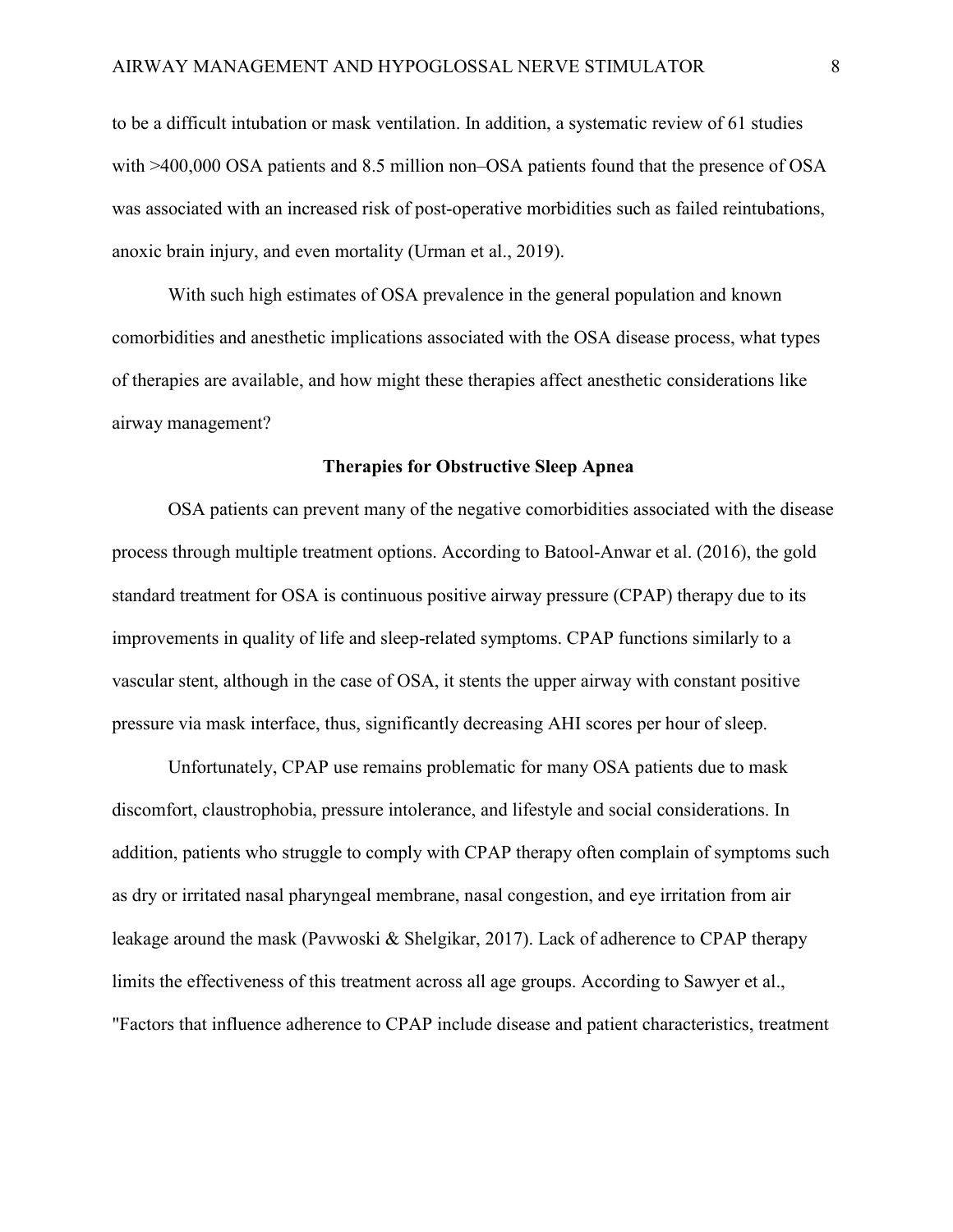to be a difficult intubation or mask ventilation. In addition, a systematic review of 61 studies with >400,000 OSA patients and 8.5 million non–OSA patients found that the presence of OSA was associated with an increased risk of post-operative morbidities such as failed reintubations, anoxic brain injury, and even mortality (Urman et al., 2019).

With such high estimates of OSA prevalence in the general population and known comorbidities and anesthetic implications associated with the OSA disease process, what types of therapies are available, and how might these therapies affect anesthetic considerations like airway management?

## Therapies for Obstructive Sleep Apnea

OSA patients can prevent many of the negative comorbidities associated with the disease process through multiple treatment options. According to Batool-Anwar et al. (2016), the gold standard treatment for OSA is continuous positive airway pressure (CPAP) therapy due to its improvements in quality of life and sleep-related symptoms. CPAP functions similarly to a vascular stent, although in the case of OSA, it stents the upper airway with constant positive pressure via mask interface, thus, significantly decreasing AHI scores per hour of sleep.

Unfortunately, CPAP use remains problematic for many OSA patients due to mask discomfort, claustrophobia, pressure intolerance, and lifestyle and social considerations. In addition, patients who struggle to comply with CPAP therapy often complain of symptoms such as dry or irritated nasal pharyngeal membrane, nasal congestion, and eye irritation from air leakage around the mask (Pavwoski & Shelgikar, 2017). Lack of adherence to CPAP therapy limits the effectiveness of this treatment across all age groups. According to Sawyer et al., "Factors that influence adherence to CPAP include disease and patient characteristics, treatment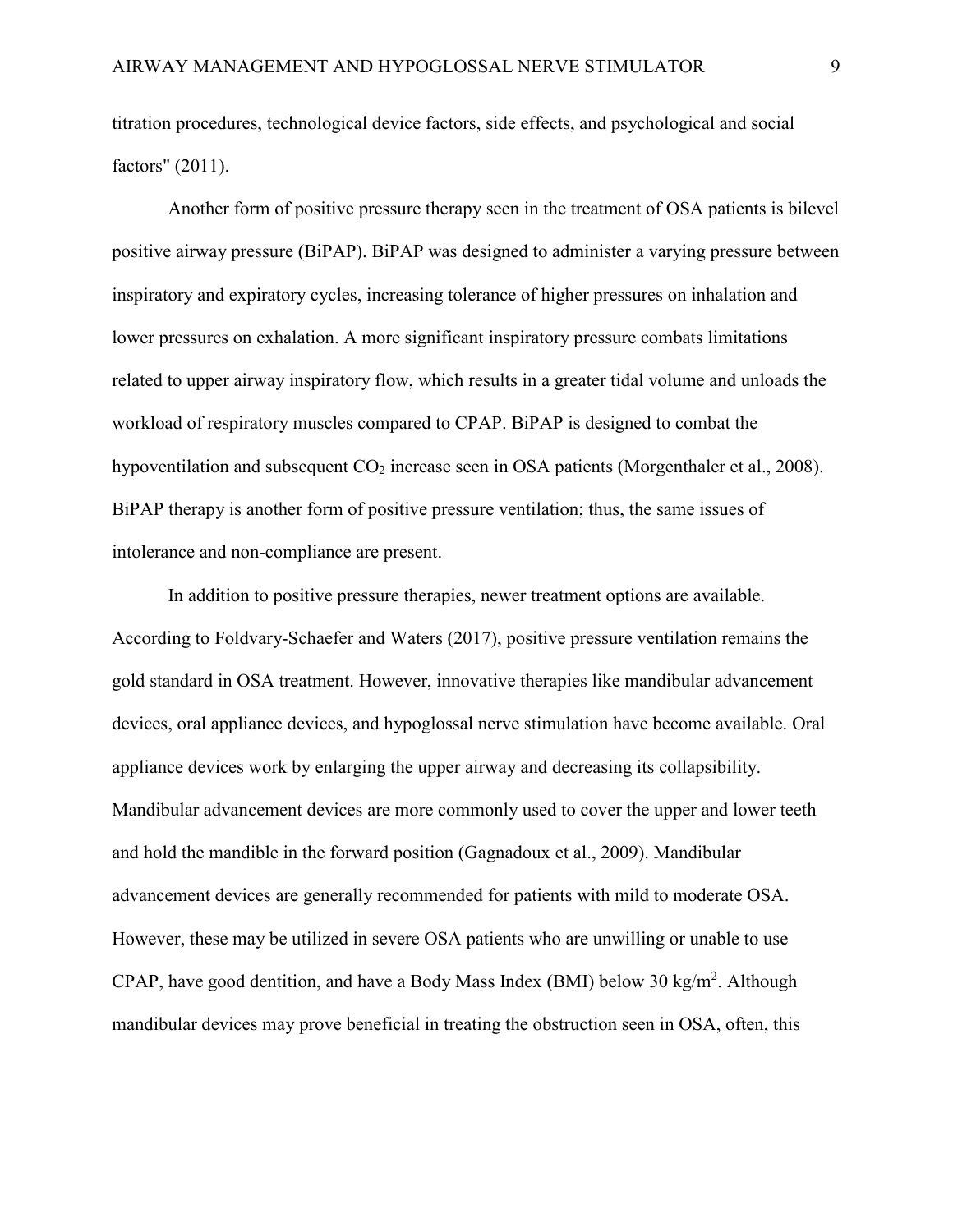titration procedures, technological device factors, side effects, and psychological and social factors" (2011).

Another form of positive pressure therapy seen in the treatment of OSA patients is bilevel positive airway pressure (BiPAP). BiPAP was designed to administer a varying pressure between inspiratory and expiratory cycles, increasing tolerance of higher pressures on inhalation and lower pressures on exhalation. A more significant inspiratory pressure combats limitations related to upper airway inspiratory flow, which results in a greater tidal volume and unloads the workload of respiratory muscles compared to CPAP. BiPAP is designed to combat the hypoventilation and subsequent $CO_2$ increase seen in OSA patients (Morgenthaler et al., 2008). BiPAP therapy is another form of positive pressure ventilation; thus, the same issues of intolerance and non-compliance are present.

In addition to positive pressure therapies, newer treatment options are available. According to Foldvary-Schaefer and Waters (2017), positive pressure ventilation remains the gold standard in OSA treatment. However, innovative therapies like mandibular advancement devices, oral appliance devices, and hypoglossal nerve stimulation have become available. Oral appliance devices work by enlarging the upper airway and decreasing its collapsibility. Mandibular advancement devices are more commonly used to cover the upper and lower teeth and hold the mandible in the forward position (Gagnadoux et al., 2009). Mandibular advancement devices are generally recommended for patients with mild to moderate OSA. However, these may be utilized in severe OSA patients who are unwilling or unable to use CPAP, have good dentition, and have a Body Mass Index (BMI) below 30 kg/$m^2$. Although mandibular devices may prove beneficial in treating the obstruction seen in OSA, often, this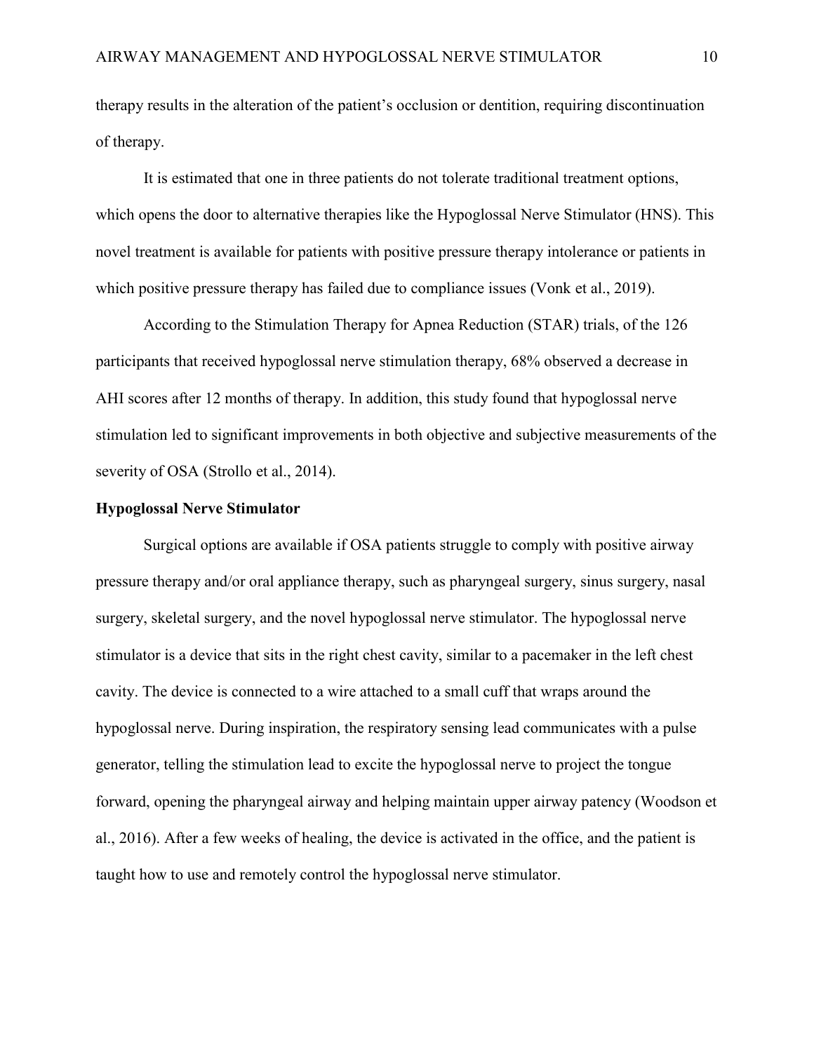therapy results in the alteration of the patient's occlusion or dentition, requiring discontinuation of therapy.

It is estimated that one in three patients do not tolerate traditional treatment options, which opens the door to alternative therapies like the Hypoglossal Nerve Stimulator (HNS). This novel treatment is available for patients with positive pressure therapy intolerance or patients in which positive pressure therapy has failed due to compliance issues (Vonk et al., 2019).

According to the Stimulation Therapy for Apnea Reduction (STAR) trials, of the 126 participants that received hypoglossal nerve stimulation therapy, 68% observed a decrease in AHI scores after 12 months of therapy. In addition, this study found that hypoglossal nerve stimulation led to significant improvements in both objective and subjective measurements of the severity of OSA (Strollo et al., 2014).

## Hypoglossal Nerve Stimulator

Surgical options are available if OSA patients struggle to comply with positive airway pressure therapy and/or oral appliance therapy, such as pharyngeal surgery, sinus surgery, nasal surgery, skeletal surgery, and the novel hypoglossal nerve stimulator. The hypoglossal nerve stimulator is a device that sits in the right chest cavity, similar to a pacemaker in the left chest cavity. The device is connected to a wire attached to a small cuff that wraps around the hypoglossal nerve. During inspiration, the respiratory sensing lead communicates with a pulse generator, telling the stimulation lead to excite the hypoglossal nerve to project the tongue forward, opening the pharyngeal airway and helping maintain upper airway patency (Woodson et al., 2016). After a few weeks of healing, the device is activated in the office, and the patient is taught how to use and remotely control the hypoglossal nerve stimulator.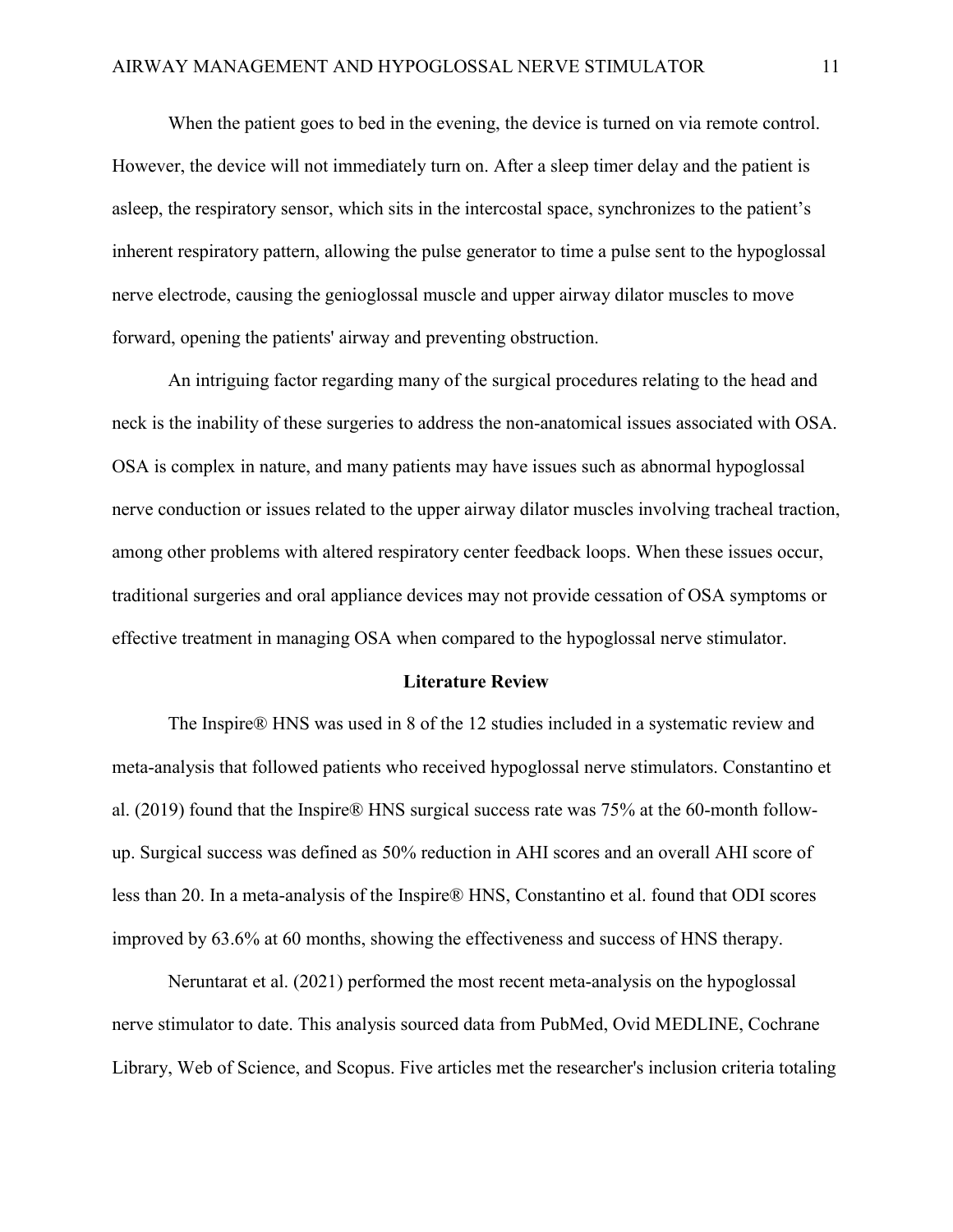When the patient goes to bed in the evening, the device is turned on via remote control. However, the device will not immediately turn on. After a sleep timer delay and the patient is asleep, the respiratory sensor, which sits in the intercostal space, synchronizes to the patient's inherent respiratory pattern, allowing the pulse generator to time a pulse sent to the hypoglossal nerve electrode, causing the genioglossal muscle and upper airway dilator muscles to move forward, opening the patients' airway and preventing obstruction.

An intriguing factor regarding many of the surgical procedures relating to the head and neck is the inability of these surgeries to address the non-anatomical issues associated with OSA. OSA is complex in nature, and many patients may have issues such as abnormal hypoglossal nerve conduction or issues related to the upper airway dilator muscles involving tracheal traction, among other problems with altered respiratory center feedback loops. When these issues occur, traditional surgeries and oral appliance devices may not provide cessation of OSA symptoms or effective treatment in managing OSA when compared to the hypoglossal nerve stimulator.

## Literature Review

The Inspire® HNS was used in 8 of the 12 studies included in a systematic review and meta-analysis that followed patients who received hypoglossal nerve stimulators. Constantino et al. (2019) found that the Inspire® HNS surgical success rate was 75% at the 60-month follow-up. Surgical success was defined as 50% reduction in AHI scores and an overall AHI score of less than 20. In a meta-analysis of the Inspire® HNS, Constantino et al. found that ODI scores improved by 63.6% at 60 months, showing the effectiveness and success of HNS therapy.

Neruntarat et al. (2021) performed the most recent meta-analysis on the hypoglossal nerve stimulator to date. This analysis sourced data from PubMed, Ovid MEDLINE, Cochrane Library, Web of Science, and Scopus. Five articles met the researcher's inclusion criteria totaling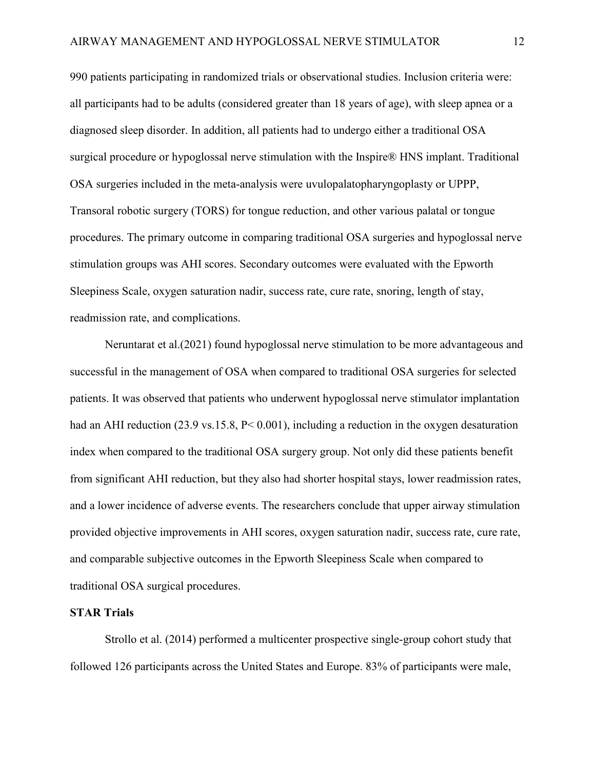990 patients participating in randomized trials or observational studies. Inclusion criteria were: all participants had to be adults (considered greater than 18 years of age), with sleep apnea or a diagnosed sleep disorder. In addition, all patients had to undergo either a traditional OSA surgical procedure or hypoglossal nerve stimulation with the Inspire® HNS implant. Traditional OSA surgeries included in the meta-analysis were uvulopalatopharyngoplasty or UPPP, Transoral robotic surgery (TORS) for tongue reduction, and other various palatal or tongue procedures. The primary outcome in comparing traditional OSA surgeries and hypoglossal nerve stimulation groups was AHI scores. Secondary outcomes were evaluated with the Epworth Sleepiness Scale, oxygen saturation nadir, success rate, cure rate, snoring, length of stay, readmission rate, and complications.

Neruntarat et al.(2021) found hypoglossal nerve stimulation to be more advantageous and successful in the management of OSA when compared to traditional OSA surgeries for selected patients. It was observed that patients who underwent hypoglossal nerve stimulator implantation had an AHI reduction (23.9 vs.15.8, $P< 0.001$), including a reduction in the oxygen desaturation index when compared to the traditional OSA surgery group. Not only did these patients benefit from significant AHI reduction, but they also had shorter hospital stays, lower readmission rates, and a lower incidence of adverse events. The researchers conclude that upper airway stimulation provided objective improvements in AHI scores, oxygen saturation nadir, success rate, cure rate, and comparable subjective outcomes in the Epworth Sleepiness Scale when compared to traditional OSA surgical procedures.

**STAR Trials**

Strollo et al. (2014) performed a multicenter prospective single-group cohort study that followed 126 participants across the United States and Europe. 83% of participants were male,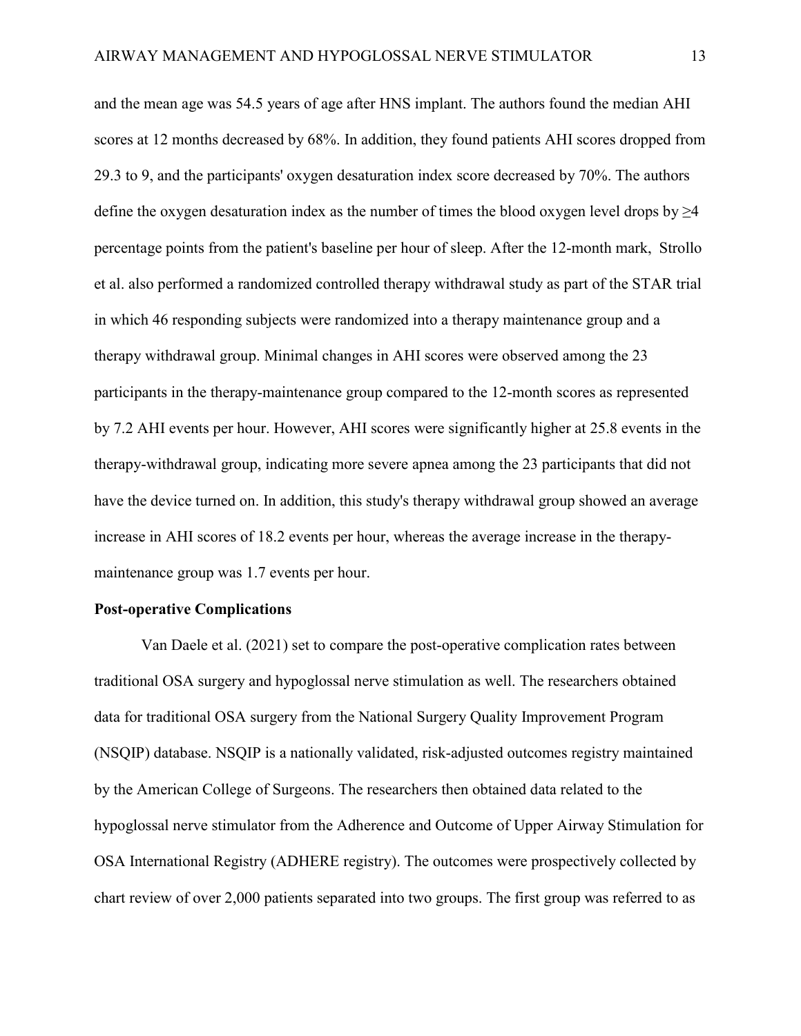and the mean age was 54.5 years of age after HNS implant. The authors found the median AHI scores at 12 months decreased by 68%. In addition, they found patients AHI scores dropped from 29.3 to 9, and the participants' oxygen desaturation index score decreased by 70%. The authors define the oxygen desaturation index as the number of times the blood oxygen level drops by ≥4 percentage points from the patient's baseline per hour of sleep. After the 12-month mark, Strollo et al. also performed a randomized controlled therapy withdrawal study as part of the STAR trial in which 46 responding subjects were randomized into a therapy maintenance group and a therapy withdrawal group. Minimal changes in AHI scores were observed among the 23 participants in the therapy-maintenance group compared to the 12-month scores as represented by 7.2 AHI events per hour. However, AHI scores were significantly higher at 25.8 events in the therapy-withdrawal group, indicating more severe apnea among the 23 participants that did not have the device turned on. In addition, this study's therapy withdrawal group showed an average increase in AHI scores of 18.2 events per hour, whereas the average increase in the therapy-maintenance group was 1.7 events per hour.

**Post-operative Complications**

Van Daele et al. (2021) set to compare the post-operative complication rates between traditional OSA surgery and hypoglossal nerve stimulation as well. The researchers obtained data for traditional OSA surgery from the National Surgery Quality Improvement Program (NSQIP) database. NSQIP is a nationally validated, risk-adjusted outcomes registry maintained by the American College of Surgeons. The researchers then obtained data related to the hypoglossal nerve stimulator from the Adherence and Outcome of Upper Airway Stimulation for OSA International Registry (ADHERE registry). The outcomes were prospectively collected by chart review of over 2,000 patients separated into two groups. The first group was referred to as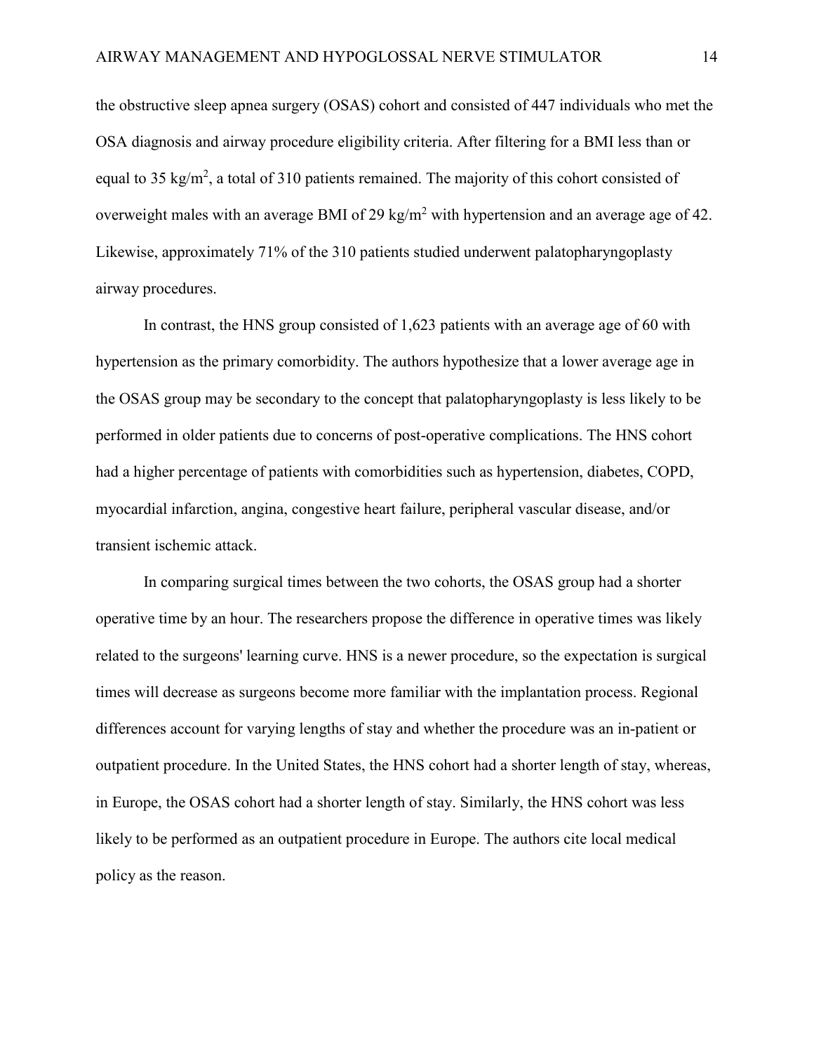the obstructive sleep apnea surgery (OSAS) cohort and consisted of 447 individuals who met the OSA diagnosis and airway procedure eligibility criteria. After filtering for a BMI less than or equal to 35 kg/m$^2$, a total of 310 patients remained. The majority of this cohort consisted of overweight males with an average BMI of 29 kg/m$^2$ with hypertension and an average age of 42. Likewise, approximately 71% of the 310 patients studied underwent palatopharyngoplasty airway procedures.

In contrast, the HNS group consisted of 1,623 patients with an average age of 60 with hypertension as the primary comorbidity. The authors hypothesize that a lower average age in the OSAS group may be secondary to the concept that palatopharyngoplasty is less likely to be performed in older patients due to concerns of post-operative complications. The HNS cohort had a higher percentage of patients with comorbidities such as hypertension, diabetes, COPD, myocardial infarction, angina, congestive heart failure, peripheral vascular disease, and/or transient ischemic attack.

In comparing surgical times between the two cohorts, the OSAS group had a shorter operative time by an hour. The researchers propose the difference in operative times was likely related to the surgeons' learning curve. HNS is a newer procedure, so the expectation is surgical times will decrease as surgeons become more familiar with the implantation process. Regional differences account for varying lengths of stay and whether the procedure was an in-patient or outpatient procedure. In the United States, the HNS cohort had a shorter length of stay, whereas, in Europe, the OSAS cohort had a shorter length of stay. Similarly, the HNS cohort was less likely to be performed as an outpatient procedure in Europe. The authors cite local medical policy as the reason.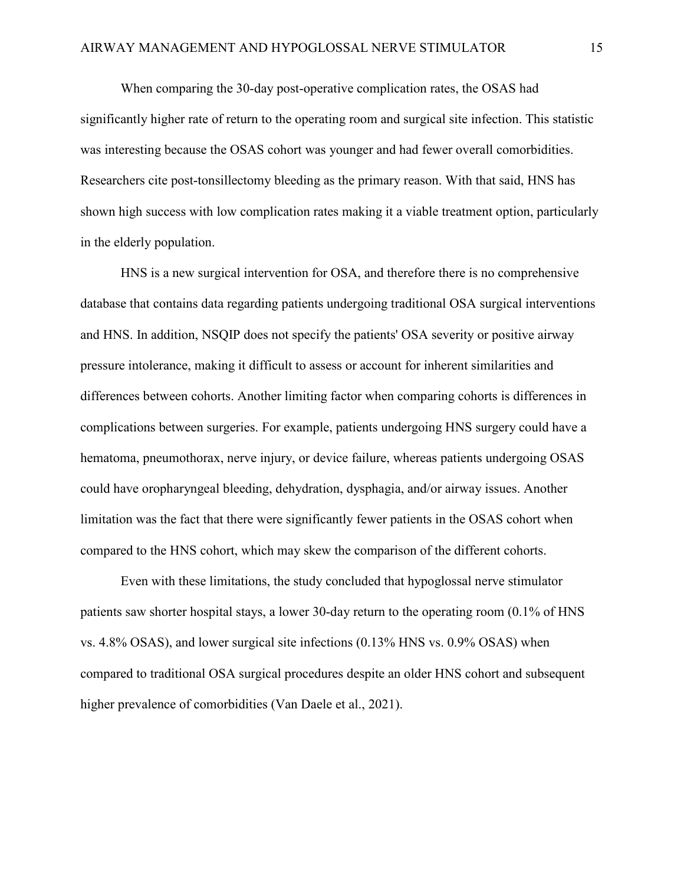When comparing the 30-day post-operative complication rates, the OSAS had significantly higher rate of return to the operating room and surgical site infection. This statistic was interesting because the OSAS cohort was younger and had fewer overall comorbidities. Researchers cite post-tonsillectomy bleeding as the primary reason. With that said, HNS has shown high success with low complication rates making it a viable treatment option, particularly in the elderly population.

HNS is a new surgical intervention for OSA, and therefore there is no comprehensive database that contains data regarding patients undergoing traditional OSA surgical interventions and HNS. In addition, NSQIP does not specify the patients' OSA severity or positive airway pressure intolerance, making it difficult to assess or account for inherent similarities and differences between cohorts. Another limiting factor when comparing cohorts is differences in complications between surgeries. For example, patients undergoing HNS surgery could have a hematoma, pneumothorax, nerve injury, or device failure, whereas patients undergoing OSAS could have oropharyngeal bleeding, dehydration, dysphagia, and/or airway issues. Another limitation was the fact that there were significantly fewer patients in the OSAS cohort when compared to the HNS cohort, which may skew the comparison of the different cohorts.

Even with these limitations, the study concluded that hypoglossal nerve stimulator patients saw shorter hospital stays, a lower 30-day return to the operating room (0.1% of HNS vs. 4.8% OSAS), and lower surgical site infections (0.13% HNS vs. 0.9% OSAS) when compared to traditional OSA surgical procedures despite an older HNS cohort and subsequent higher prevalence of comorbidities (Van Daele et al., 2021).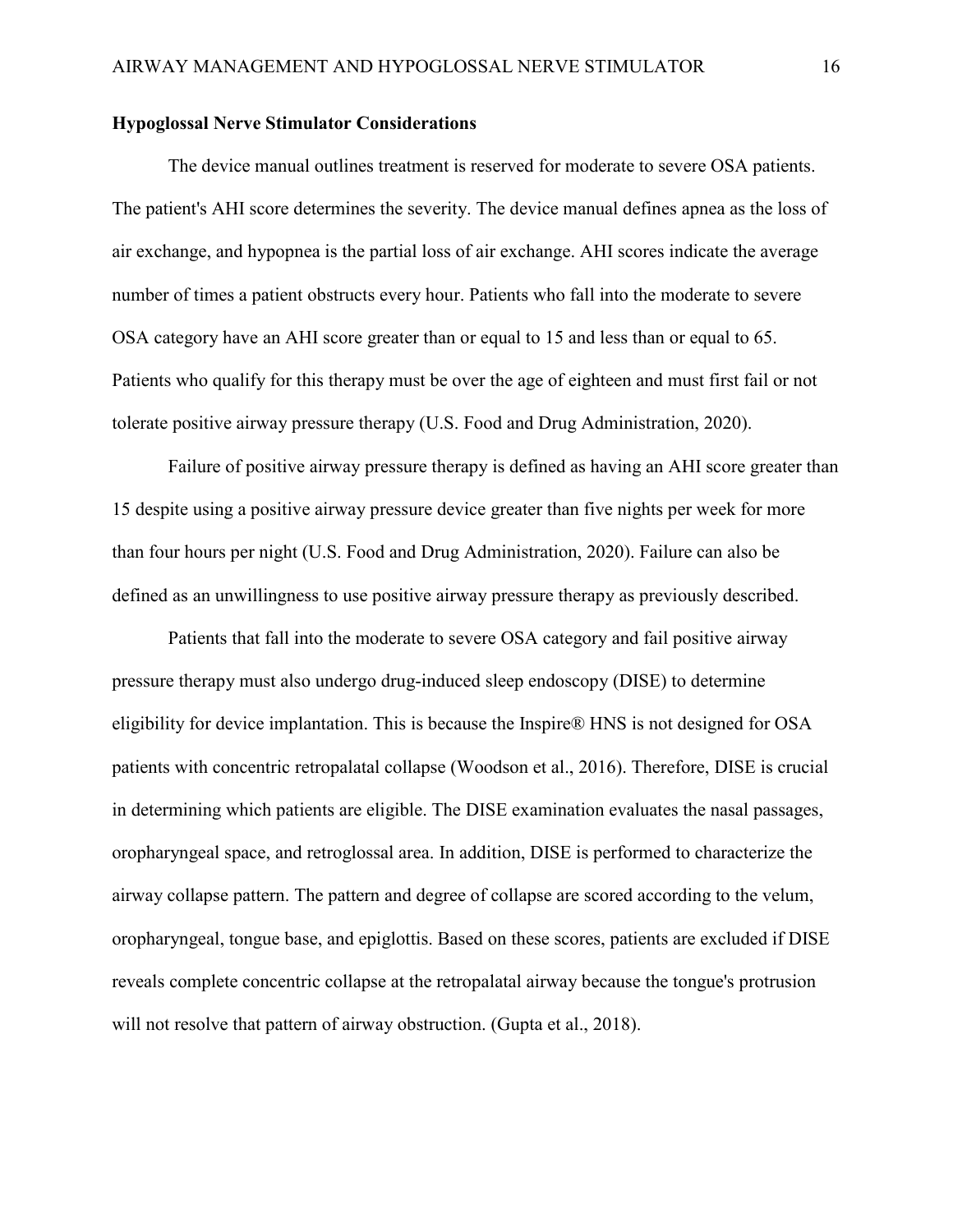**Hypoglossal Nerve Stimulator Considerations**

The device manual outlines treatment is reserved for moderate to severe OSA patients. The patient's AHI score determines the severity. The device manual defines apnea as the loss of air exchange, and hypopnea is the partial loss of air exchange. AHI scores indicate the average number of times a patient obstructs every hour. Patients who fall into the moderate to severe OSA category have an AHI score greater than or equal to 15 and less than or equal to 65. Patients who qualify for this therapy must be over the age of eighteen and must first fail or not tolerate positive airway pressure therapy (U.S. Food and Drug Administration, 2020).

Failure of positive airway pressure therapy is defined as having an AHI score greater than 15 despite using a positive airway pressure device greater than five nights per week for more than four hours per night (U.S. Food and Drug Administration, 2020). Failure can also be defined as an unwillingness to use positive airway pressure therapy as previously described.

Patients that fall into the moderate to severe OSA category and fail positive airway pressure therapy must also undergo drug-induced sleep endoscopy (DISE) to determine eligibility for device implantation. This is because the Inspire® HNS is not designed for OSA patients with concentric retropalatal collapse (Woodson et al., 2016). Therefore, DISE is crucial in determining which patients are eligible. The DISE examination evaluates the nasal passages, oropharyngeal space, and retroglossal area. In addition, DISE is performed to characterize the airway collapse pattern. The pattern and degree of collapse are scored according to the velum, oropharyngeal, tongue base, and epiglottis. Based on these scores, patients are excluded if DISE reveals complete concentric collapse at the retropalatal airway because the tongue's protrusion will not resolve that pattern of airway obstruction. (Gupta et al., 2018).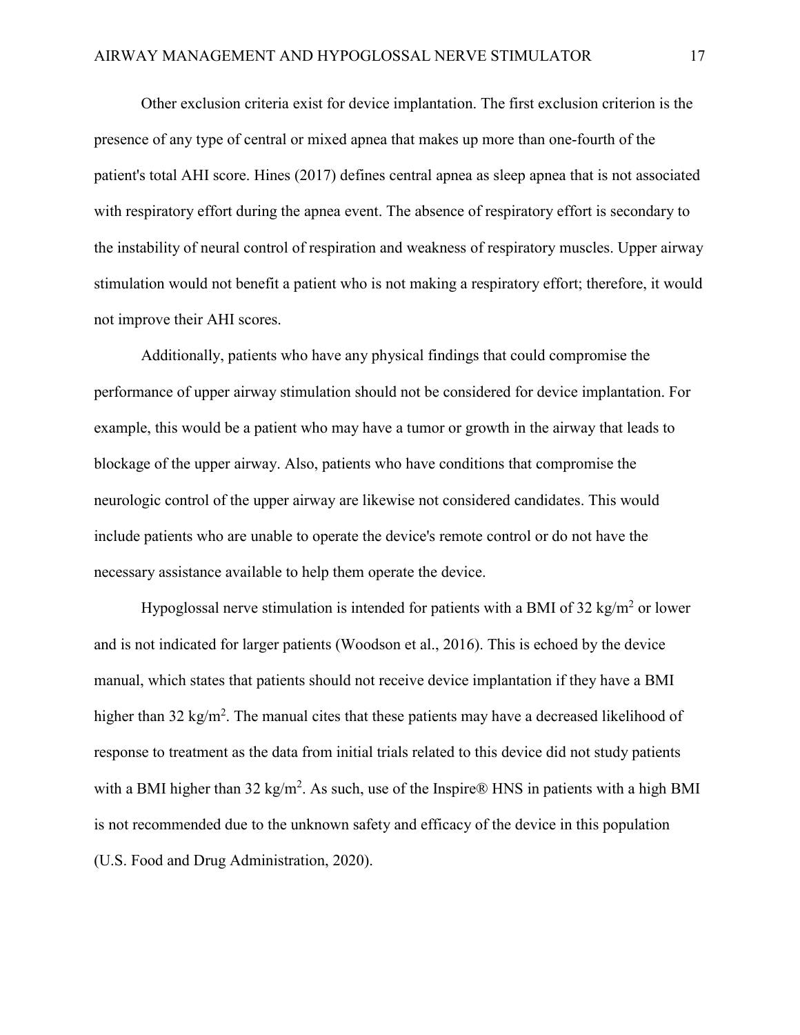Other exclusion criteria exist for device implantation. The first exclusion criterion is the presence of any type of central or mixed apnea that makes up more than one-fourth of the patient's total AHI score. Hines (2017) defines central apnea as sleep apnea that is not associated with respiratory effort during the apnea event. The absence of respiratory effort is secondary to the instability of neural control of respiration and weakness of respiratory muscles. Upper airway stimulation would not benefit a patient who is not making a respiratory effort; therefore, it would not improve their AHI scores.

Additionally, patients who have any physical findings that could compromise the performance of upper airway stimulation should not be considered for device implantation. For example, this would be a patient who may have a tumor or growth in the airway that leads to blockage of the upper airway. Also, patients who have conditions that compromise the neurologic control of the upper airway are likewise not considered candidates. This would include patients who are unable to operate the device's remote control or do not have the necessary assistance available to help them operate the device.

Hypoglossal nerve stimulation is intended for patients with a BMI of 32 $kg/m^2$ or lower and is not indicated for larger patients (Woodson et al., 2016). This is echoed by the device manual, which states that patients should not receive device implantation if they have a BMI higher than 32 $kg/m^2$. The manual cites that these patients may have a decreased likelihood of response to treatment as the data from initial trials related to this device did not study patients with a BMI higher than 32 $kg/m^2$. As such, use of the Inspire® HNS in patients with a high BMI is not recommended due to the unknown safety and efficacy of the device in this population (U.S. Food and Drug Administration, 2020).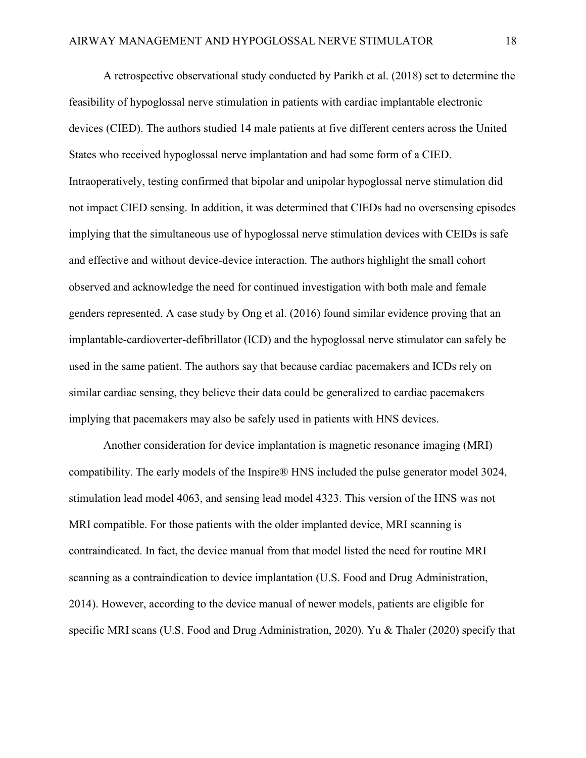A retrospective observational study conducted by Parikh et al. (2018) set to determine the feasibility of hypoglossal nerve stimulation in patients with cardiac implantable electronic devices (CIED). The authors studied 14 male patients at five different centers across the United States who received hypoglossal nerve implantation and had some form of a CIED. Intraoperatively, testing confirmed that bipolar and unipolar hypoglossal nerve stimulation did not impact CIED sensing. In addition, it was determined that CIEDs had no oversensing episodes implying that the simultaneous use of hypoglossal nerve stimulation devices with CEIDs is safe and effective and without device-device interaction. The authors highlight the small cohort observed and acknowledge the need for continued investigation with both male and female genders represented. A case study by Ong et al. (2016) found similar evidence proving that an implantable-cardioverter-defibrillator (ICD) and the hypoglossal nerve stimulator can safely be used in the same patient. The authors say that because cardiac pacemakers and ICDs rely on similar cardiac sensing, they believe their data could be generalized to cardiac pacemakers implying that pacemakers may also be safely used in patients with HNS devices.

Another consideration for device implantation is magnetic resonance imaging (MRI) compatibility. The early models of the Inspire® HNS included the pulse generator model 3024, stimulation lead model 4063, and sensing lead model 4323. This version of the HNS was not MRI compatible. For those patients with the older implanted device, MRI scanning is contraindicated. In fact, the device manual from that model listed the need for routine MRI scanning as a contraindication to device implantation (U.S. Food and Drug Administration, 2014). However, according to the device manual of newer models, patients are eligible for specific MRI scans (U.S. Food and Drug Administration, 2020). Yu & Thaler (2020) specify that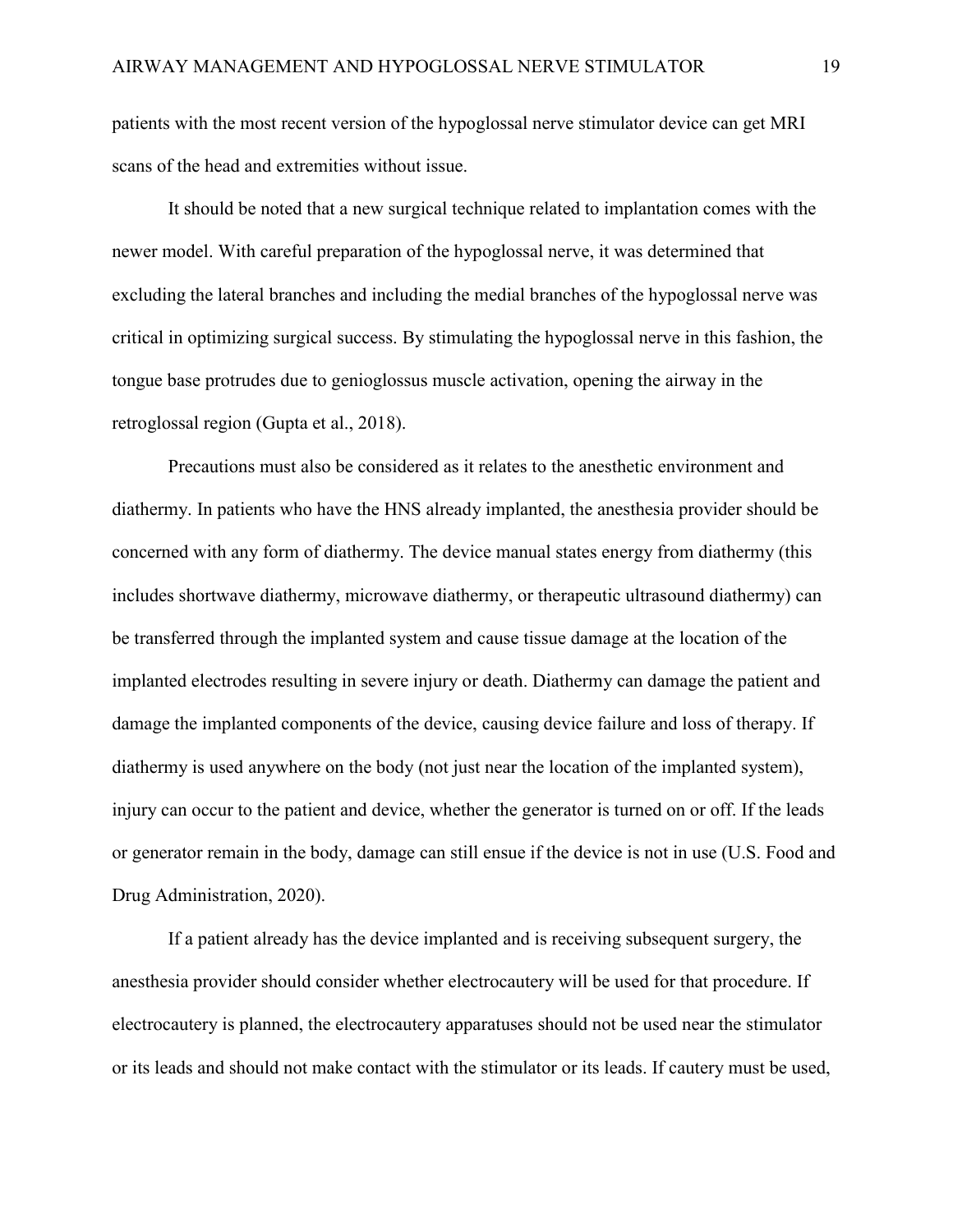patients with the most recent version of the hypoglossal nerve stimulator device can get MRI scans of the head and extremities without issue.

It should be noted that a new surgical technique related to implantation comes with the newer model. With careful preparation of the hypoglossal nerve, it was determined that excluding the lateral branches and including the medial branches of the hypoglossal nerve was critical in optimizing surgical success. By stimulating the hypoglossal nerve in this fashion, the tongue base protrudes due to genioglossus muscle activation, opening the airway in the retroglossal region (Gupta et al., 2018).

Precautions must also be considered as it relates to the anesthetic environment and diathermy. In patients who have the HNS already implanted, the anesthesia provider should be concerned with any form of diathermy. The device manual states energy from diathermy (this includes shortwave diathermy, microwave diathermy, or therapeutic ultrasound diathermy) can be transferred through the implanted system and cause tissue damage at the location of the implanted electrodes resulting in severe injury or death. Diathermy can damage the patient and damage the implanted components of the device, causing device failure and loss of therapy. If diathermy is used anywhere on the body (not just near the location of the implanted system), injury can occur to the patient and device, whether the generator is turned on or off. If the leads or generator remain in the body, damage can still ensue if the device is not in use (U.S. Food and Drug Administration, 2020).

If a patient already has the device implanted and is receiving subsequent surgery, the anesthesia provider should consider whether electrocautery will be used for that procedure. If electrocautery is planned, the electrocautery apparatuses should not be used near the stimulator or its leads and should not make contact with the stimulator or its leads. If cautery must be used,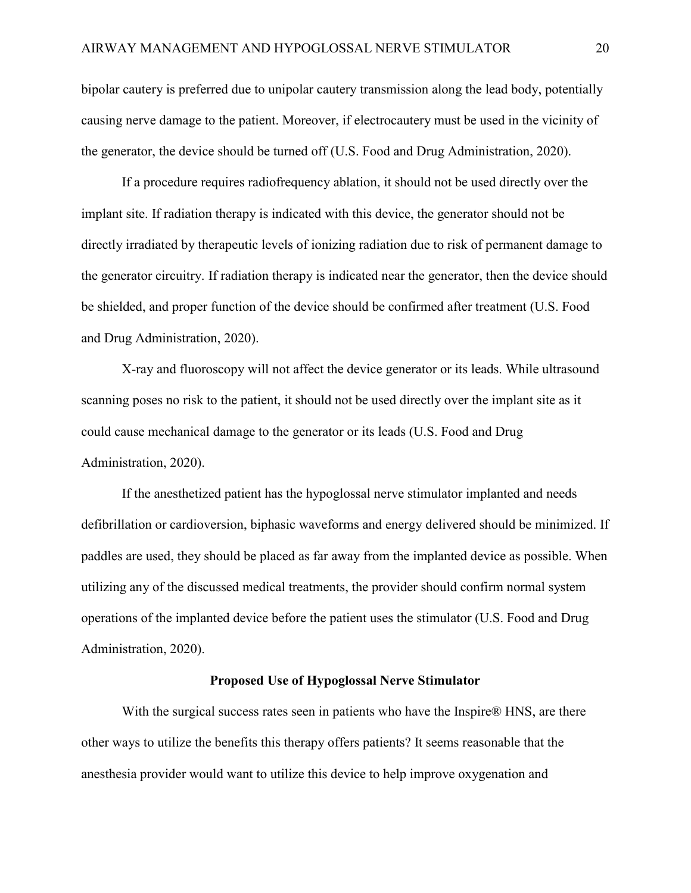bipolar cautery is preferred due to unipolar cautery transmission along the lead body, potentially causing nerve damage to the patient. Moreover, if electrocautery must be used in the vicinity of the generator, the device should be turned off (U.S. Food and Drug Administration, 2020).

If a procedure requires radiofrequency ablation, it should not be used directly over the implant site. If radiation therapy is indicated with this device, the generator should not be directly irradiated by therapeutic levels of ionizing radiation due to risk of permanent damage to the generator circuitry. If radiation therapy is indicated near the generator, then the device should be shielded, and proper function of the device should be confirmed after treatment (U.S. Food and Drug Administration, 2020).

X-ray and fluoroscopy will not affect the device generator or its leads. While ultrasound scanning poses no risk to the patient, it should not be used directly over the implant site as it could cause mechanical damage to the generator or its leads (U.S. Food and Drug Administration, 2020).

If the anesthetized patient has the hypoglossal nerve stimulator implanted and needs defibrillation or cardioversion, biphasic waveforms and energy delivered should be minimized. If paddles are used, they should be placed as far away from the implanted device as possible. When utilizing any of the discussed medical treatments, the provider should confirm normal system operations of the implanted device before the patient uses the stimulator (U.S. Food and Drug Administration, 2020).

## Proposed Use of Hypoglossal Nerve Stimulator

With the surgical success rates seen in patients who have the Inspire® HNS, are there other ways to utilize the benefits this therapy offers patients? It seems reasonable that the anesthesia provider would want to utilize this device to help improve oxygenation and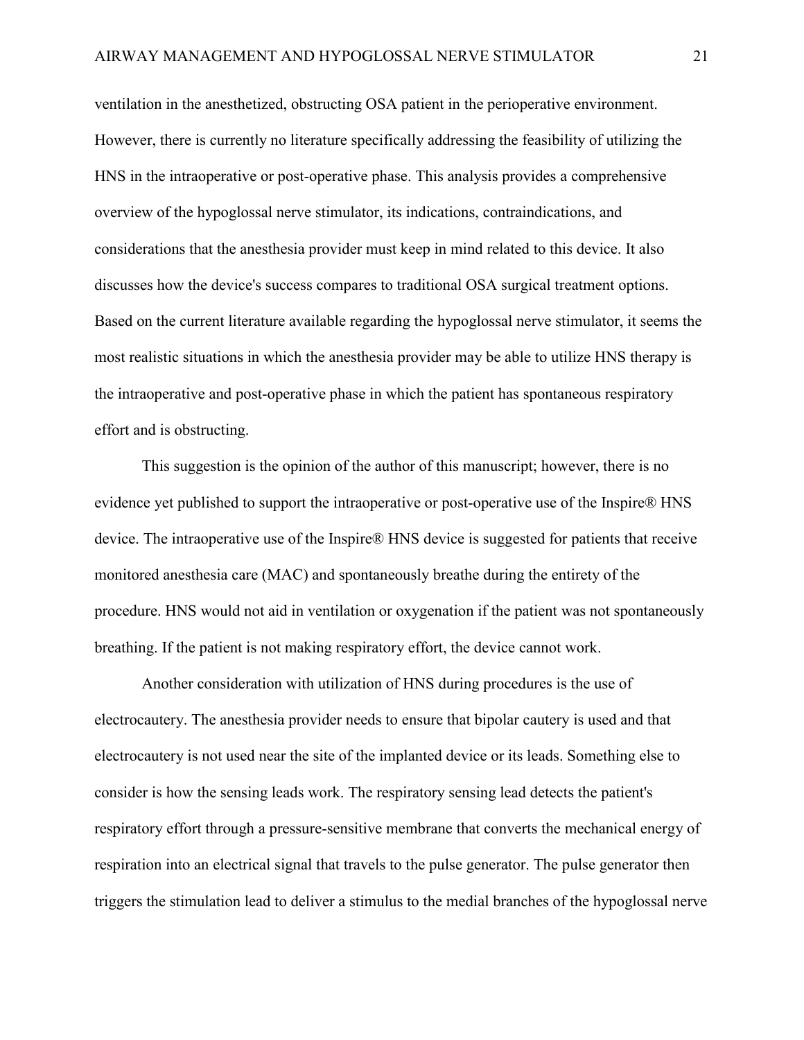ventilation in the anesthetized, obstructing OSA patient in the perioperative environment. However, there is currently no literature specifically addressing the feasibility of utilizing the HNS in the intraoperative or post-operative phase. This analysis provides a comprehensive overview of the hypoglossal nerve stimulator, its indications, contraindications, and considerations that the anesthesia provider must keep in mind related to this device. It also discusses how the device's success compares to traditional OSA surgical treatment options. Based on the current literature available regarding the hypoglossal nerve stimulator, it seems the most realistic situations in which the anesthesia provider may be able to utilize HNS therapy is the intraoperative and post-operative phase in which the patient has spontaneous respiratory effort and is obstructing.

This suggestion is the opinion of the author of this manuscript; however, there is no evidence yet published to support the intraoperative or post-operative use of the Inspire® HNS device. The intraoperative use of the Inspire® HNS device is suggested for patients that receive monitored anesthesia care (MAC) and spontaneously breathe during the entirety of the procedure. HNS would not aid in ventilation or oxygenation if the patient was not spontaneously breathing. If the patient is not making respiratory effort, the device cannot work.

Another consideration with utilization of HNS during procedures is the use of electrocautery. The anesthesia provider needs to ensure that bipolar cautery is used and that electrocautery is not used near the site of the implanted device or its leads. Something else to consider is how the sensing leads work. The respiratory sensing lead detects the patient's respiratory effort through a pressure-sensitive membrane that converts the mechanical energy of respiration into an electrical signal that travels to the pulse generator. The pulse generator then triggers the stimulation lead to deliver a stimulus to the medial branches of the hypoglossal nerve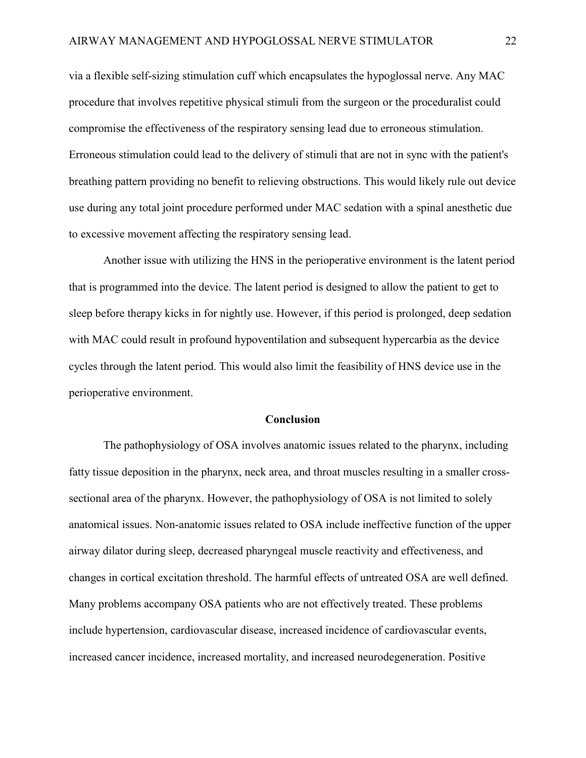via a flexible self-sizing stimulation cuff which encapsulates the hypoglossal nerve. Any MAC procedure that involves repetitive physical stimuli from the surgeon or the proceduralist could compromise the effectiveness of the respiratory sensing lead due to erroneous stimulation. Erroneous stimulation could lead to the delivery of stimuli that are not in sync with the patient's breathing pattern providing no benefit to relieving obstructions. This would likely rule out device use during any total joint procedure performed under MAC sedation with a spinal anesthetic due to excessive movement affecting the respiratory sensing lead.

Another issue with utilizing the HNS in the perioperative environment is the latent period that is programmed into the device. The latent period is designed to allow the patient to get to sleep before therapy kicks in for nightly use. However, if this period is prolonged, deep sedation with MAC could result in profound hypoventilation and subsequent hypercarbia as the device cycles through the latent period. This would also limit the feasibility of HNS device use in the perioperative environment.

## Conclusion

The pathophysiology of OSA involves anatomic issues related to the pharynx, including fatty tissue deposition in the pharynx, neck area, and throat muscles resulting in a smaller cross-sectional area of the pharynx. However, the pathophysiology of OSA is not limited to solely anatomical issues. Non-anatomic issues related to OSA include ineffective function of the upper airway dilator during sleep, decreased pharyngeal muscle reactivity and effectiveness, and changes in cortical excitation threshold. The harmful effects of untreated OSA are well defined. Many problems accompany OSA patients who are not effectively treated. These problems include hypertension, cardiovascular disease, increased incidence of cardiovascular events, increased cancer incidence, increased mortality, and increased neurodegeneration. Positive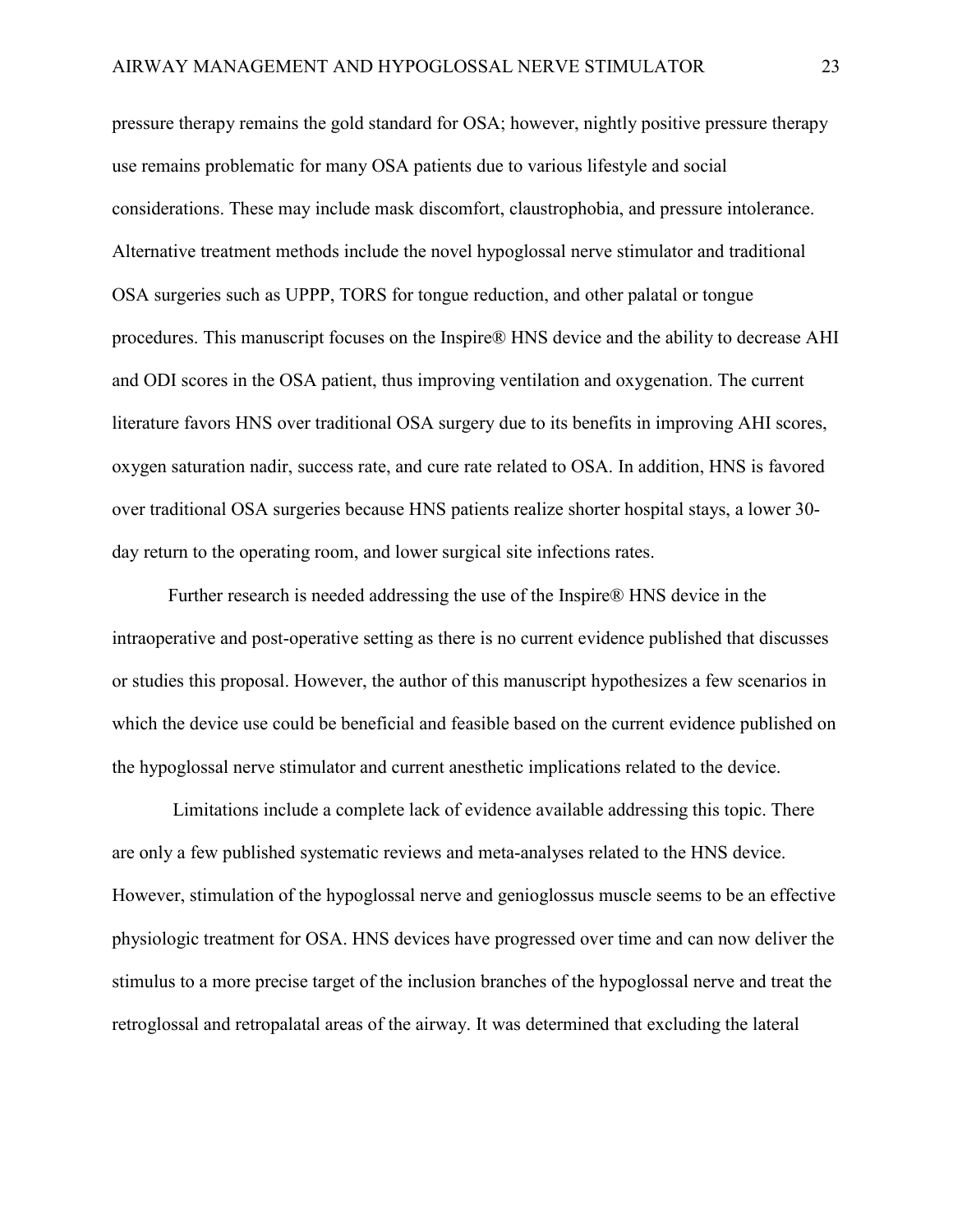pressure therapy remains the gold standard for OSA; however, nightly positive pressure therapy use remains problematic for many OSA patients due to various lifestyle and social considerations. These may include mask discomfort, claustrophobia, and pressure intolerance. Alternative treatment methods include the novel hypoglossal nerve stimulator and traditional OSA surgeries such as UPPP, TORS for tongue reduction, and other palatal or tongue procedures. This manuscript focuses on the Inspire® HNS device and the ability to decrease AHI and ODI scores in the OSA patient, thus improving ventilation and oxygenation. The current literature favors HNS over traditional OSA surgery due to its benefits in improving AHI scores, oxygen saturation nadir, success rate, and cure rate related to OSA. In addition, HNS is favored over traditional OSA surgeries because HNS patients realize shorter hospital stays, a lower 30-day return to the operating room, and lower surgical site infections rates.

Further research is needed addressing the use of the Inspire® HNS device in the intraoperative and post-operative setting as there is no current evidence published that discusses or studies this proposal. However, the author of this manuscript hypothesizes a few scenarios in which the device use could be beneficial and feasible based on the current evidence published on the hypoglossal nerve stimulator and current anesthetic implications related to the device.

Limitations include a complete lack of evidence available addressing this topic. There are only a few published systematic reviews and meta-analyses related to the HNS device. However, stimulation of the hypoglossal nerve and genioglossus muscle seems to be an effective physiologic treatment for OSA. HNS devices have progressed over time and can now deliver the stimulus to a more precise target of the inclusion branches of the hypoglossal nerve and treat the retroglossal and retropalatal areas of the airway. It was determined that excluding the lateral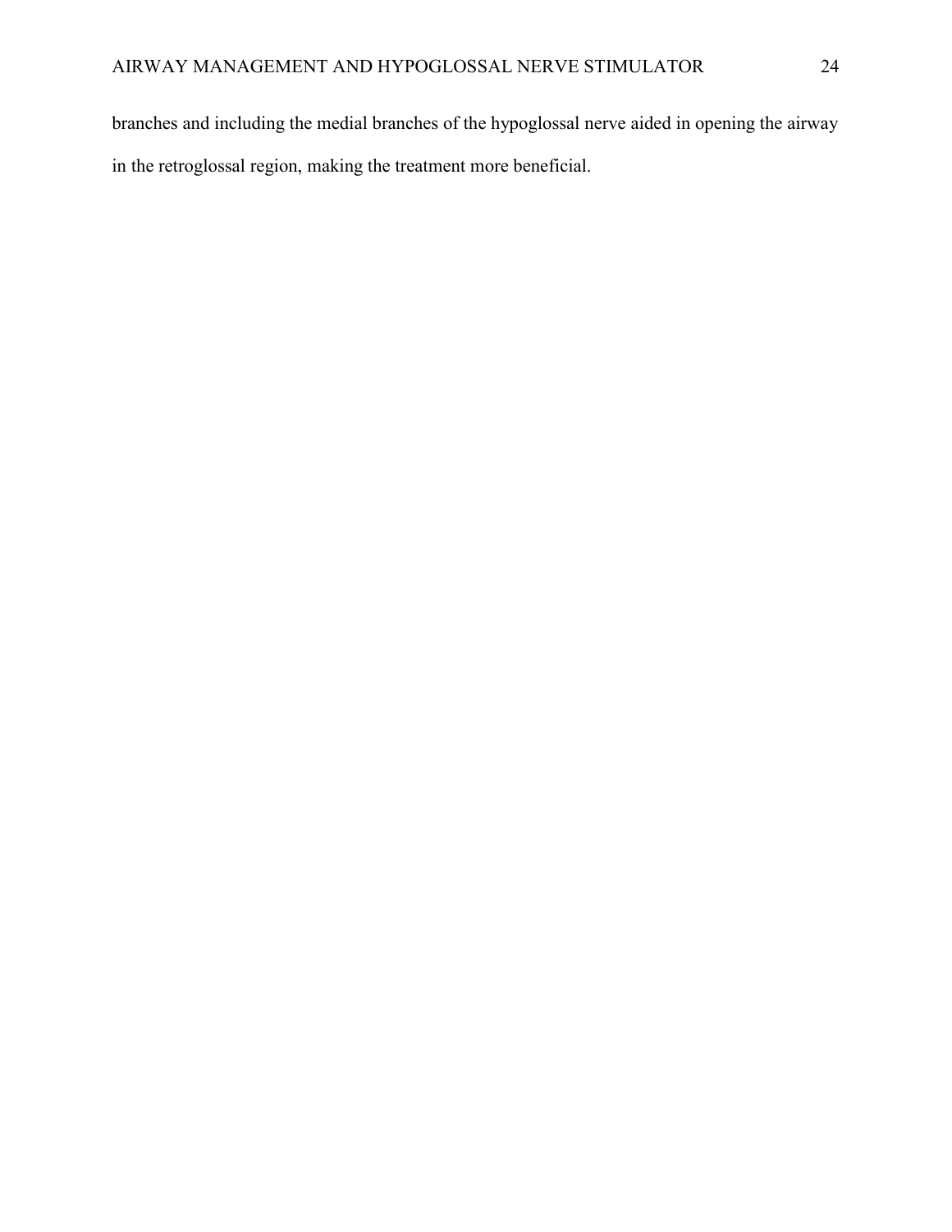branches and including the medial branches of the hypoglossal nerve aided in opening the airway in the retroglossal region, making the treatment more beneficial.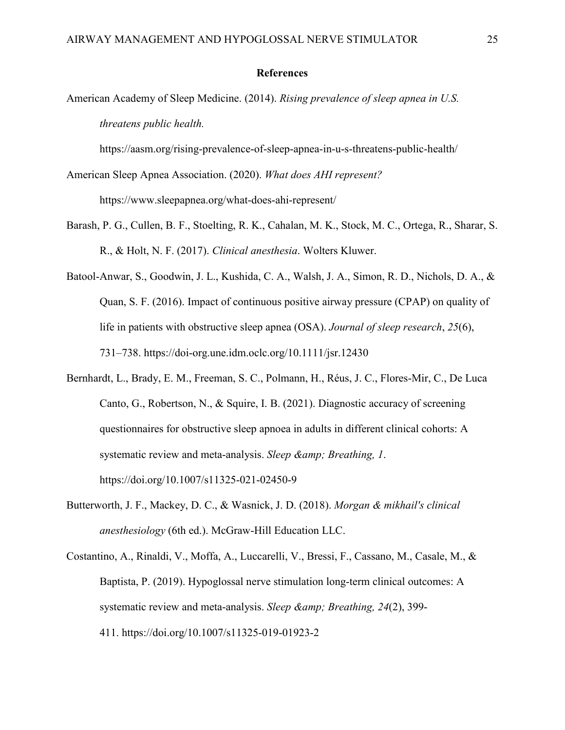**References**

American Academy of Sleep Medicine. (2014). *Rising prevalence of sleep apnea in U.S. threatens public health.* https://aasm.org/rising-prevalence-of-sleep-apnea-in-u-s-threatens-public-health/

American Sleep Apnea Association. (2020). *What does AHI represent?* https://www.sleepapnea.org/what-does-ahi-represent/

Barash, P. G., Cullen, B. F., Stoelting, R. K., Cahalan, M. K., Stock, M. C., Ortega, R., Sharar, S. R., & Holt, N. F. (2017). *Clinical anesthesia*. Wolters Kluwer.

Batool-Anwar, S., Goodwin, J. L., Kushida, C. A., Walsh, J. A., Simon, R. D., Nichols, D. A., & Quan, S. F. (2016). Impact of continuous positive airway pressure (CPAP) on quality of life in patients with obstructive sleep apnea (OSA). *Journal of sleep research*, *25*(6), 731–738. https://doi-org.une.idm.oclc.org/10.1111/jsr.12430

Bernhardt, L., Brady, E. M., Freeman, S. C., Polmann, H., Réus, J. C., Flores-Mir, C., De Luca Canto, G., Robertson, N., & Squire, I. B. (2021). Diagnostic accuracy of screening questionnaires for obstructive sleep apnoea in adults in different clinical cohorts: A systematic review and meta-analysis. *Sleep &amp; Breathing, 1*. https://doi.org/10.1007/s11325-021-02450-9

Butterworth, J. F., Mackey, D. C., & Wasnick, J. D. (2018). *Morgan & mikhail's clinical anesthesiology* (6th ed.). McGraw-Hill Education LLC.

Costantino, A., Rinaldi, V., Moffa, A., Luccarelli, V., Bressi, F., Cassano, M., Casale, M., & Baptista, P. (2019). Hypoglossal nerve stimulation long-term clinical outcomes: A systematic review and meta-analysis. *Sleep &amp; Breathing, 24*(2), 399-411. https://doi.org/10.1007/s11325-019-01923-2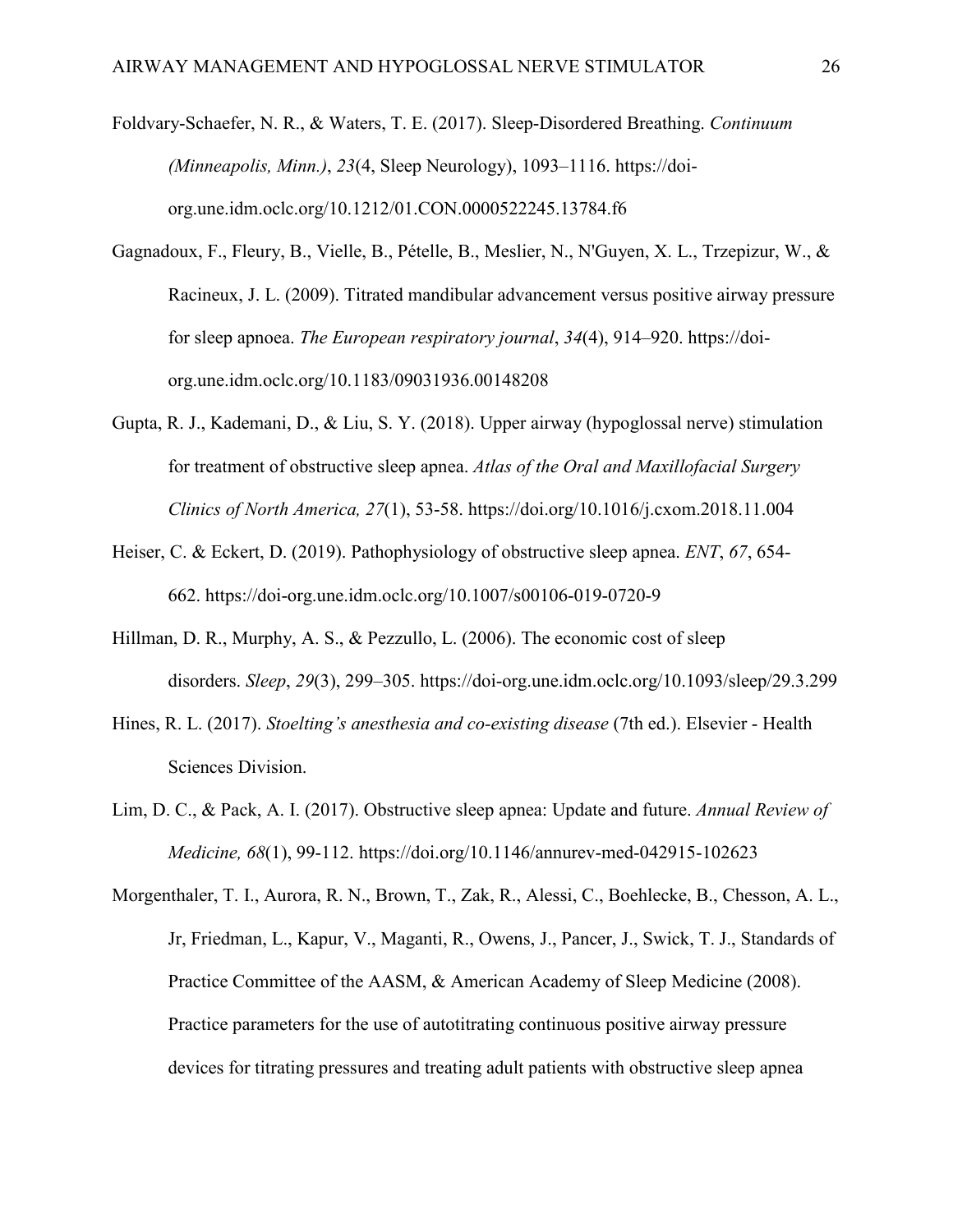Foldvary-Schaefer, N. R., & Waters, T. E. (2017). Sleep-Disordered Breathing. *Continuum (Minneapolis, Minn.)*, *23*(4, Sleep Neurology), 1093–1116. https://doi-org.une.idm.oclc.org/10.1212/01.CON.0000522245.13784.f6

Gagnadoux, F., Fleury, B., Vielle, B., Pételle, B., Meslier, N., N'Guyen, X. L., Trzepizur, W., & Racineux, J. L. (2009). Titrated mandibular advancement versus positive airway pressure for sleep apnoea. *The European respiratory journal*, *34*(4), 914–920. https://doi-org.une.idm.oclc.org/10.1183/09031936.00148208

Gupta, R. J., Kademani, D., & Liu, S. Y. (2018). Upper airway (hypoglossal nerve) stimulation for treatment of obstructive sleep apnea. *Atlas of the Oral and Maxillofacial Surgery Clinics of North America, 27*(1), 53-58. https://doi.org/10.1016/j.cxom.2018.11.004

Heiser, C. & Eckert, D. (2019). Pathophysiology of obstructive sleep apnea. *ENT*, *67*, 654-662. https://doi-org.une.idm.oclc.org/10.1007/s00106-019-0720-9

Hillman, D. R., Murphy, A. S., & Pezzullo, L. (2006). The economic cost of sleep disorders. *Sleep*, *29*(3), 299–305. https://doi-org.une.idm.oclc.org/10.1093/sleep/29.3.299

Hines, R. L. (2017). *Stoelting's anesthesia and co-existing disease* (7th ed.). Elsevier - Health Sciences Division.

Lim, D. C., & Pack, A. I. (2017). Obstructive sleep apnea: Update and future. *Annual Review of Medicine, 68*(1), 99-112. https://doi.org/10.1146/annurev-med-042915-102623

Morgenthaler, T. I., Aurora, R. N., Brown, T., Zak, R., Alessi, C., Boehlecke, B., Chesson, A. L., Jr, Friedman, L., Kapur, V., Maganti, R., Owens, J., Pancer, J., Swick, T. J., Standards of Practice Committee of the AASM, & American Academy of Sleep Medicine (2008). Practice parameters for the use of autotitrating continuous positive airway pressure devices for titrating pressures and treating adult patients with obstructive sleep apnea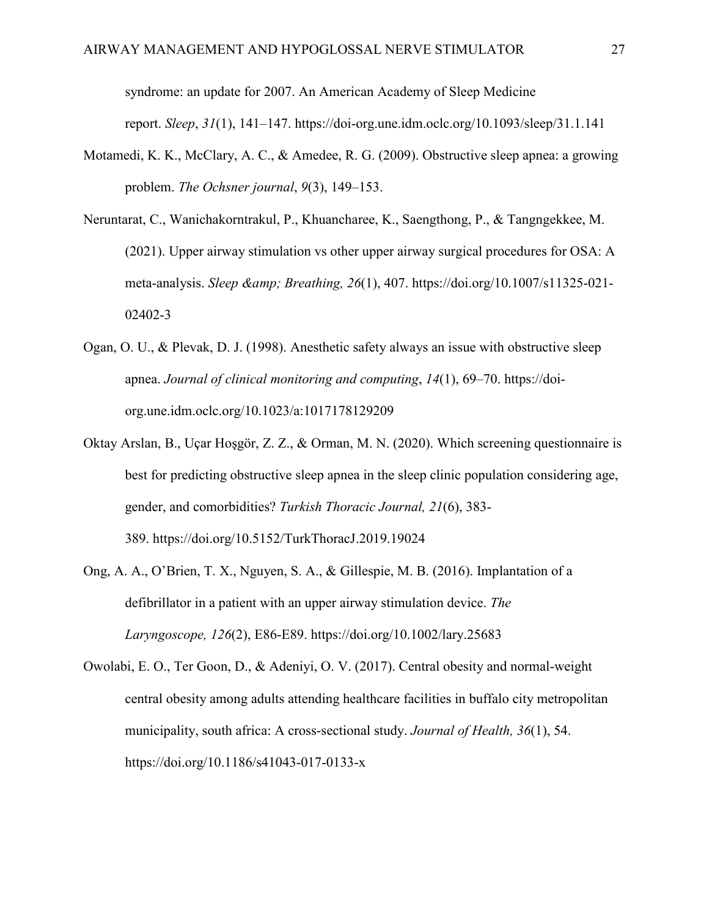syndrome: an update for 2007. An American Academy of Sleep Medicine report. *Sleep*, *31*(1), 141–147. https://doi-org.une.idm.oclc.org/10.1093/sleep/31.1.141

Motamedi, K. K., McClary, A. C., & Amedee, R. G. (2009). Obstructive sleep apnea: a growing problem. *The Ochsner journal*, *9*(3), 149–153.

Neruntarat, C., Wanichakorntrakul, P., Khuancharee, K., Saengthong, P., & Tangngekkee, M. (2021). Upper airway stimulation vs other upper airway surgical procedures for OSA: A meta-analysis. *Sleep &amp; Breathing, 26*(1), 407. https://doi.org/10.1007/s11325-021-02402-3

Ogan, O. U., & Plevak, D. J. (1998). Anesthetic safety always an issue with obstructive sleep apnea. *Journal of clinical monitoring and computing*, *14*(1), 69–70. https://doi-org.une.idm.oclc.org/10.1023/a:1017178129209

Oktay Arslan, B., Uçar Hoşgör, Z. Z., & Orman, M. N. (2020). Which screening questionnaire is best for predicting obstructive sleep apnea in the sleep clinic population considering age, gender, and comorbidities? *Turkish Thoracic Journal, 21*(6), 383-389. https://doi.org/10.5152/TurkThoracJ.2019.19024

Ong, A. A., O'Brien, T. X., Nguyen, S. A., & Gillespie, M. B. (2016). Implantation of a defibrillator in a patient with an upper airway stimulation device. *The Laryngoscope, 126*(2), E86-E89. https://doi.org/10.1002/lary.25683

Owolabi, E. O., Ter Goon, D., & Adeniyi, O. V. (2017). Central obesity and normal-weight central obesity among adults attending healthcare facilities in buffalo city metropolitan municipality, south africa: A cross-sectional study. *Journal of Health, 36*(1), 54. https://doi.org/10.1186/s41043-017-0133-x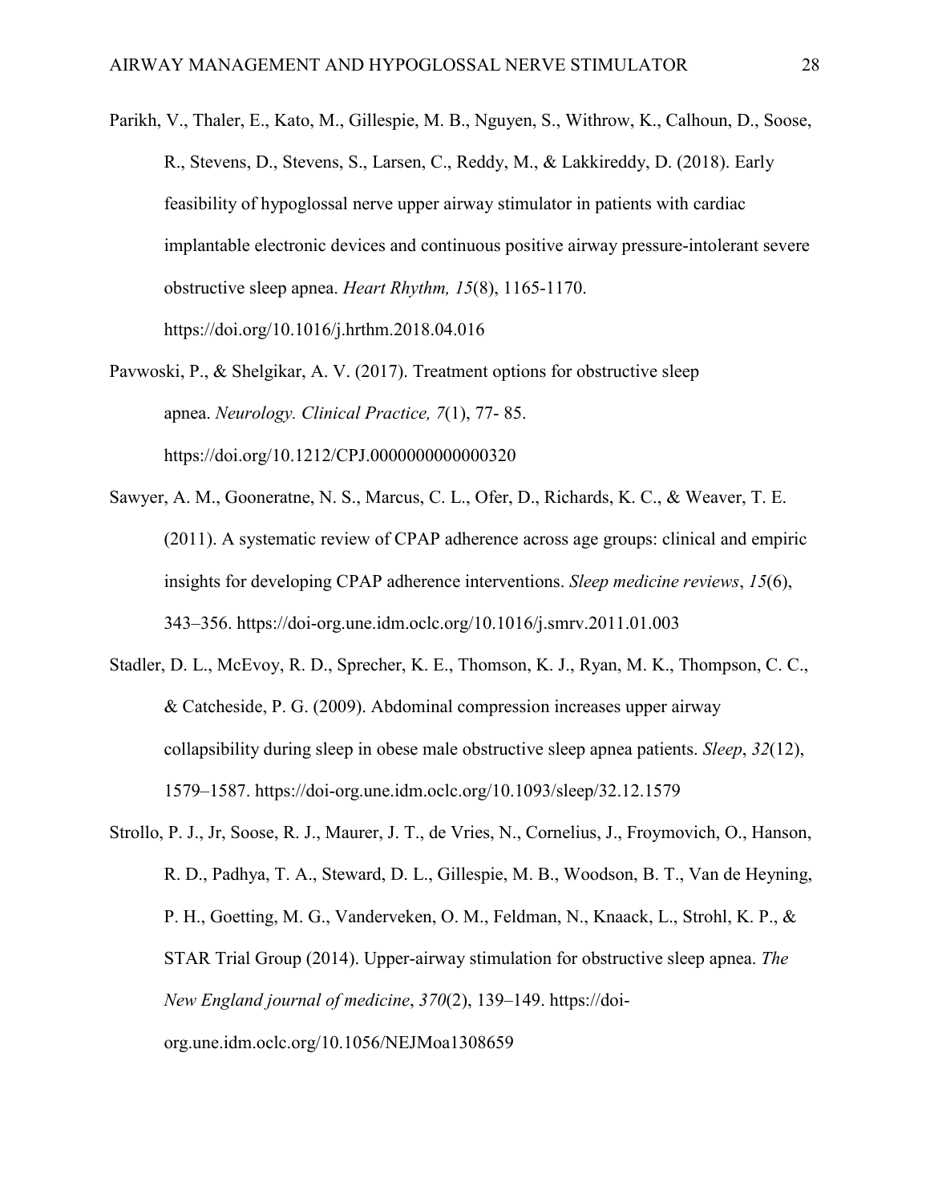Parikh, V., Thaler, E., Kato, M., Gillespie, M. B., Nguyen, S., Withrow, K., Calhoun, D., Soose, R., Stevens, D., Stevens, S., Larsen, C., Reddy, M., & Lakkireddy, D. (2018). Early feasibility of hypoglossal nerve upper airway stimulator in patients with cardiac implantable electronic devices and continuous positive airway pressure-intolerant severe obstructive sleep apnea. *Heart Rhythm, 15*(8), 1165-1170. https://doi.org/10.1016/j.hrthm.2018.04.016

Pavwoski, P., & Shelgikar, A. V. (2017). Treatment options for obstructive sleep apnea. *Neurology. Clinical Practice, 7*(1), 77- 85. https://doi.org/10.1212/CPJ.0000000000000320

Sawyer, A. M., Gooneratne, N. S., Marcus, C. L., Ofer, D., Richards, K. C., & Weaver, T. E. (2011). A systematic review of CPAP adherence across age groups: clinical and empiric insights for developing CPAP adherence interventions. *Sleep medicine reviews*, *15*(6), 343–356. https://doi-org.une.idm.oclc.org/10.1016/j.smrv.2011.01.003

Stadler, D. L., McEvoy, R. D., Sprecher, K. E., Thomson, K. J., Ryan, M. K., Thompson, C. C., & Catcheside, P. G. (2009). Abdominal compression increases upper airway collapsibility during sleep in obese male obstructive sleep apnea patients. *Sleep*, *32*(12), 1579–1587. https://doi-org.une.idm.oclc.org/10.1093/sleep/32.12.1579

Strollo, P. J., Jr, Soose, R. J., Maurer, J. T., de Vries, N., Cornelius, J., Froymovich, O., Hanson, R. D., Padhya, T. A., Steward, D. L., Gillespie, M. B., Woodson, B. T., Van de Heyning, P. H., Goetting, M. G., Vanderveken, O. M., Feldman, N., Knaack, L., Strohl, K. P., & STAR Trial Group (2014). Upper-airway stimulation for obstructive sleep apnea. *The New England journal of medicine*, *370*(2), 139–149. https://doi-org.une.idm.oclc.org/10.1056/NEJMoa1308659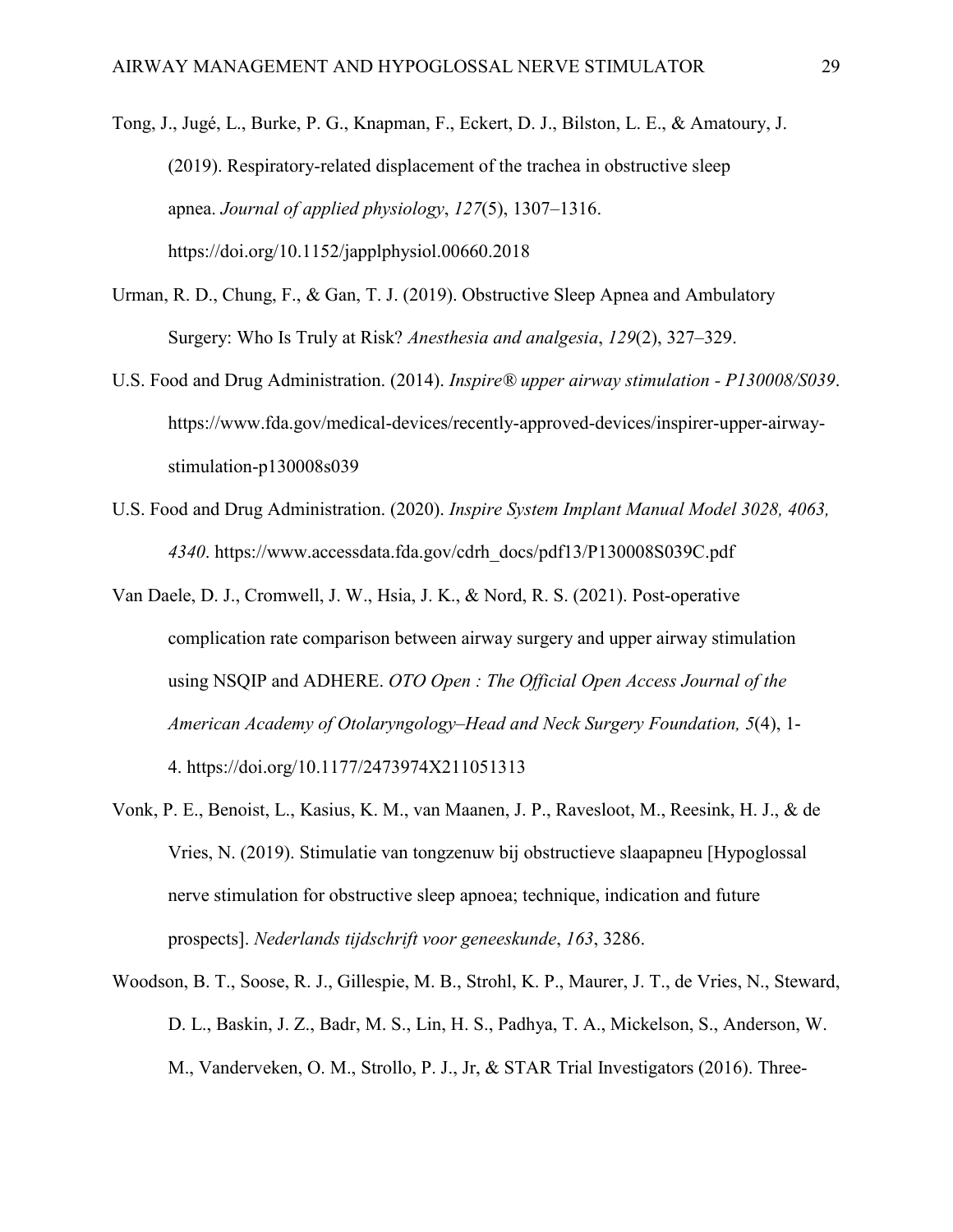Tong, J., Jugé, L., Burke, P. G., Knapman, F., Eckert, D. J., Bilston, L. E., & Amatoury, J. (2019). Respiratory-related displacement of the trachea in obstructive sleep apnea. *Journal of applied physiology*, *127*(5), 1307–1316. https://doi.org/10.1152/japplphysiol.00660.2018

Urman, R. D., Chung, F., & Gan, T. J. (2019). Obstructive Sleep Apnea and Ambulatory Surgery: Who Is Truly at Risk? *Anesthesia and analgesia*, *129*(2), 327–329.

U.S. Food and Drug Administration. (2014). *Inspire® upper airway stimulation - P130008/S039*. https://www.fda.gov/medical-devices/recently-approved-devices/inspirer-upper-airway-stimulation-p130008s039

U.S. Food and Drug Administration. (2020). *Inspire System Implant Manual Model 3028, 4063, 4340*. https://www.accessdata.fda.gov/cdrh_docs/pdf13/P130008S039C.pdf

Van Daele, D. J., Cromwell, J. W., Hsia, J. K., & Nord, R. S. (2021). Post-operative complication rate comparison between airway surgery and upper airway stimulation using NSQIP and ADHERE. *OTO Open : The Official Open Access Journal of the American Academy of Otolaryngology–Head and Neck Surgery Foundation, 5*(4), 1-4. https://doi.org/10.1177/2473974X211051313

Vonk, P. E., Benoist, L., Kasius, K. M., van Maanen, J. P., Ravesloot, M., Reesink, H. J., & de Vries, N. (2019). Stimulatie van tongzenuw bij obstructieve slaapapneu [Hypoglossal nerve stimulation for obstructive sleep apnoea; technique, indication and future prospects]. *Nederlands tijdschrift voor geneeskunde*, *163*, 3286.

Woodson, B. T., Soose, R. J., Gillespie, M. B., Strohl, K. P., Maurer, J. T., de Vries, N., Steward, D. L., Baskin, J. Z., Badr, M. S., Lin, H. S., Padhya, T. A., Mickelson, S., Anderson, W. M., Vanderveken, O. M., Strollo, P. J., Jr, & STAR Trial Investigators (2016). Three-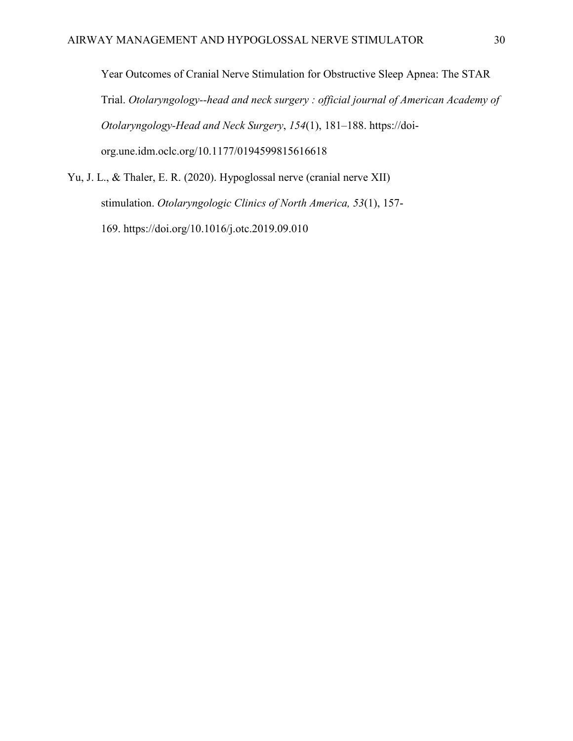Year Outcomes of Cranial Nerve Stimulation for Obstructive Sleep Apnea: The STAR Trial. *Otolaryngology--head and neck surgery : official journal of American Academy of Otolaryngology-Head and Neck Surgery*, *154*(1), 181–188. https://doi-org.une.idm.oclc.org/10.1177/0194599815616618

Yu, J. L., & Thaler, E. R. (2020). Hypoglossal nerve (cranial nerve XII) stimulation. *Otolaryngologic Clinics of North America, 53*(1), 157-169. https://doi.org/10.1016/j.otc.2019.09.010